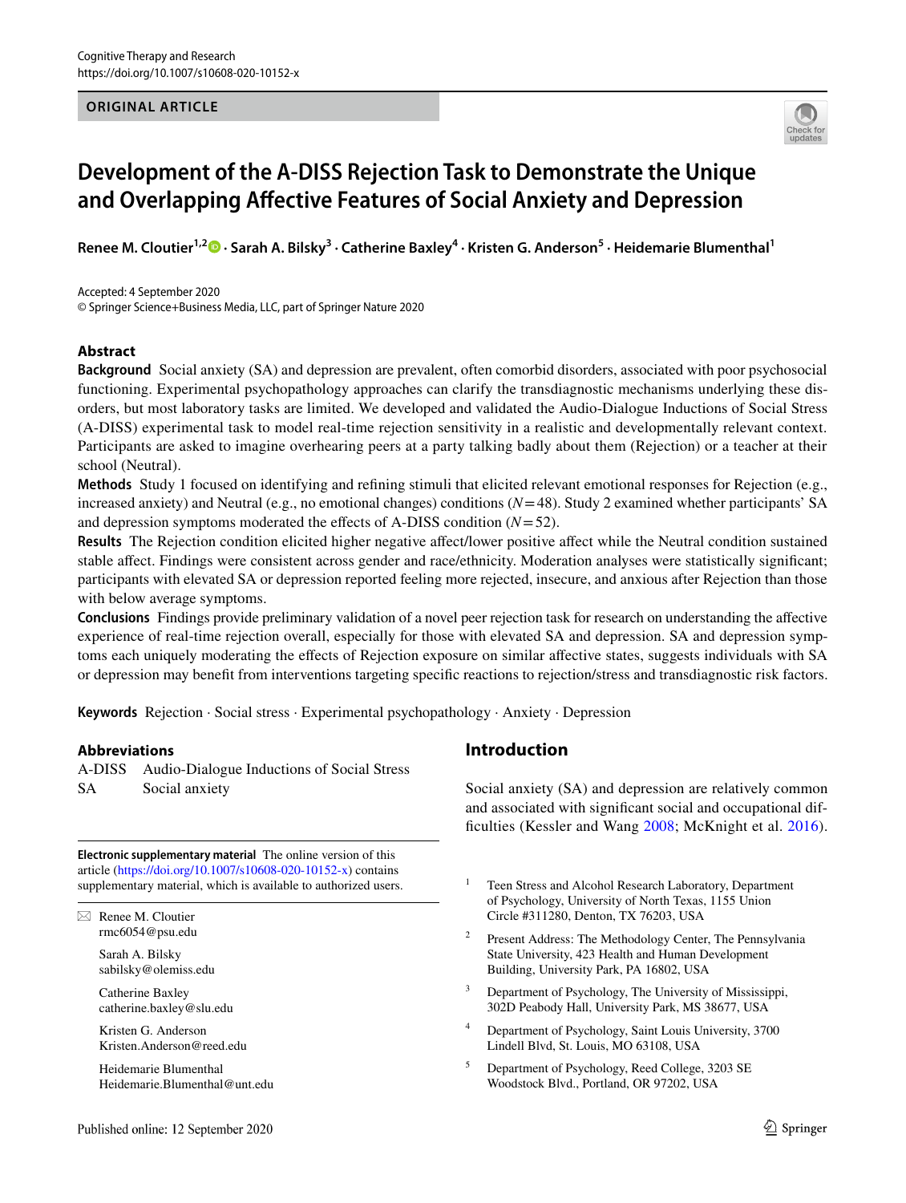ORIGINAL ARTICLE

# Development of the A-DISS Rejection Task to Demonstrate the Unique and Overlapping Affective Features of Social Anxiety and Depression

**Renee M. Cloutier[1,2] · Sarah A. Bilsky[3] · Catherine Baxley[4] · Kristen G. Anderson[5] · Heidemarie Blumenthal[1]**

Accepted: 4 September 2020
© Springer Science+Business Media, LLC, part of Springer Nature 2020

## Abstract

**Background** Social anxiety (SA) and depression are prevalent, often comorbid disorders, associated with poor psychosocial functioning. Experimental psychopathology approaches can clarify the transdiagnostic mechanisms underlying these disorders, but most laboratory tasks are limited. We developed and validated the Audio-Dialogue Inductions of Social Stress (A-DISS) experimental task to model real-time rejection sensitivity in a realistic and developmentally relevant context. Participants are asked to imagine overhearing peers at a party talking badly about them (Rejection) or a teacher at their school (Neutral).

**Methods** Study 1 focused on identifying and refining stimuli that elicited relevant emotional responses for Rejection (e.g., increased anxiety) and Neutral (e.g., no emotional changes) conditions ($N = 48$). Study 2 examined whether participants' SA and depression symptoms moderated the effects of A-DISS condition ($N = 52$).

**Results** The Rejection condition elicited higher negative affect/lower positive affect while the Neutral condition sustained stable affect. Findings were consistent across gender and race/ethnicity. Moderation analyses were statistically significant; participants with elevated SA or depression reported feeling more rejected, insecure, and anxious after Rejection than those with below average symptoms.

**Conclusions** Findings provide preliminary validation of a novel peer rejection task for research on understanding the affective experience of real-time rejection overall, especially for those with elevated SA and depression. SA and depression symptoms each uniquely moderating the effects of Rejection exposure on similar affective states, suggests individuals with SA or depression may benefit from interventions targeting specific reactions to rejection/stress and transdiagnostic risk factors.

**Keywords** Rejection · Social stress · Experimental psychopathology · Anxiety · Depression

### Abbreviations

| | |
|---|---|
| A-DISS | Audio-Dialogue Inductions of Social Stress |
| SA | Social anxiety |

## Introduction

Social anxiety (SA) and depression are relatively common and associated with significant social and occupational difficulties (Kessler and Wang 2008; McKnight et al. 2016).

**Electronic supplementary material** The online version of this article (https://doi.org/10.1007/s10608-020-10152-x) contains supplementary material, which is available to authorized users.

✉ Renee M. Cloutier
rmc6054@psu.edu

Sarah A. Bilsky
sabilsky@olemiss.edu

Catherine Baxley
catherine.baxley@slu.edu

Kristen G. Anderson
Kristen.Anderson@reed.edu

Heidemarie Blumenthal
Heidemarie.Blumenthal@unt.edu

[1] Teen Stress and Alcohol Research Laboratory, Department of Psychology, University of North Texas, 1155 Union Circle #311280, Denton, TX 76203, USA

[2] Present Address: The Methodology Center, The Pennsylvania State University, 423 Health and Human Development Building, University Park, PA 16802, USA

[3] Department of Psychology, The University of Mississippi, 302D Peabody Hall, University Park, MS 38677, USA

[4] Department of Psychology, Saint Louis University, 3700 Lindell Blvd, St. Louis, MO 63108, USA

[5] Department of Psychology, Reed College, 3203 SE Woodstock Blvd., Portland, OR 97202, USA

Published online: 12 September 2020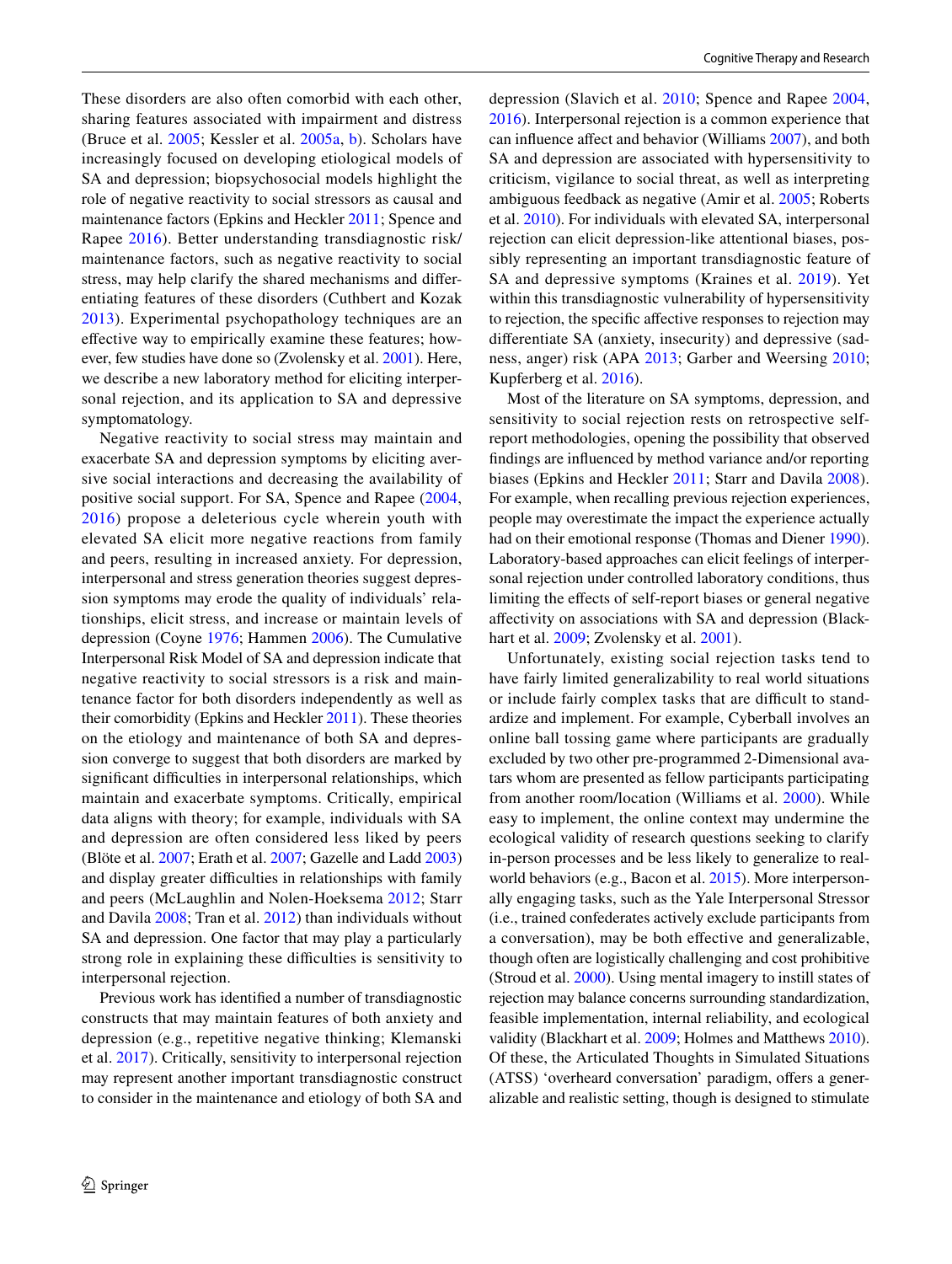These disorders are also often comorbid with each other, sharing features associated with impairment and distress (Bruce et al. 2005; Kessler et al. 2005a, b). Scholars have increasingly focused on developing etiological models of SA and depression; biopsychosocial models highlight the role of negative reactivity to social stressors as causal and maintenance factors (Epkins and Heckler 2011; Spence and Rapee 2016). Better understanding transdiagnostic risk/maintenance factors, such as negative reactivity to social stress, may help clarify the shared mechanisms and differentiating features of these disorders (Cuthbert and Kozak 2013). Experimental psychopathology techniques are an effective way to empirically examine these features; however, few studies have done so (Zvolensky et al. 2001). Here, we describe a new laboratory method for eliciting interpersonal rejection, and its application to SA and depressive symptomatology.

Negative reactivity to social stress may maintain and exacerbate SA and depression symptoms by eliciting aversive social interactions and decreasing the availability of positive social support. For SA, Spence and Rapee (2004, 2016) propose a deleterious cycle wherein youth with elevated SA elicit more negative reactions from family and peers, resulting in increased anxiety. For depression, interpersonal and stress generation theories suggest depression symptoms may erode the quality of individuals' relationships, elicit stress, and increase or maintain levels of depression (Coyne 1976; Hammen 2006). The Cumulative Interpersonal Risk Model of SA and depression indicate that negative reactivity to social stressors is a risk and maintenance factor for both disorders independently as well as their comorbidity (Epkins and Heckler 2011). These theories on the etiology and maintenance of both SA and depression converge to suggest that both disorders are marked by significant difficulties in interpersonal relationships, which maintain and exacerbate symptoms. Critically, empirical data aligns with theory; for example, individuals with SA and depression are often considered less liked by peers (Blöte et al. 2007; Erath et al. 2007; Gazelle and Ladd 2003) and display greater difficulties in relationships with family and peers (McLaughlin and Nolen-Hoeksema 2012; Starr and Davila 2008; Tran et al. 2012) than individuals without SA and depression. One factor that may play a particularly strong role in explaining these difficulties is sensitivity to interpersonal rejection.

Previous work has identified a number of transdiagnostic constructs that may maintain features of both anxiety and depression (e.g., repetitive negative thinking; Klemanski et al. 2017). Critically, sensitivity to interpersonal rejection may represent another important transdiagnostic construct to consider in the maintenance and etiology of both SA and depression (Slavich et al. 2010; Spence and Rapee 2004, 2016). Interpersonal rejection is a common experience that can influence affect and behavior (Williams 2007), and both SA and depression are associated with hypersensitivity to criticism, vigilance to social threat, as well as interpreting ambiguous feedback as negative (Amir et al. 2005; Roberts et al. 2010). For individuals with elevated SA, interpersonal rejection can elicit depression-like attentional biases, possibly representing an important transdiagnostic feature of SA and depressive symptoms (Kraines et al. 2019). Yet within this transdiagnostic vulnerability of hypersensitivity to rejection, the specific affective responses to rejection may differentiate SA (anxiety, insecurity) and depressive (sadness, anger) risk (APA 2013; Garber and Weersing 2010; Kupferberg et al. 2016).

Most of the literature on SA symptoms, depression, and sensitivity to social rejection rests on retrospective self-report methodologies, opening the possibility that observed findings are influenced by method variance and/or reporting biases (Epkins and Heckler 2011; Starr and Davila 2008). For example, when recalling previous rejection experiences, people may overestimate the impact the experience actually had on their emotional response (Thomas and Diener 1990). Laboratory-based approaches can elicit feelings of interpersonal rejection under controlled laboratory conditions, thus limiting the effects of self-report biases or general negative affectivity on associations with SA and depression (Blackhart et al. 2009; Zvolensky et al. 2001).

Unfortunately, existing social rejection tasks tend to have fairly limited generalizability to real world situations or include fairly complex tasks that are difficult to standardize and implement. For example, Cyberball involves an online ball tossing game where participants are gradually excluded by two other pre-programmed 2-Dimensional avatars whom are presented as fellow participants participating from another room/location (Williams et al. 2000). While easy to implement, the online context may undermine the ecological validity of research questions seeking to clarify in-person processes and be less likely to generalize to real-world behaviors (e.g., Bacon et al. 2015). More interpersonally engaging tasks, such as the Yale Interpersonal Stressor (i.e., trained confederates actively exclude participants from a conversation), may be both effective and generalizable, though often are logistically challenging and cost prohibitive (Stroud et al. 2000). Using mental imagery to instill states of rejection may balance concerns surrounding standardization, feasible implementation, internal reliability, and ecological validity (Blackhart et al. 2009; Holmes and Matthews 2010). Of these, the Articulated Thoughts in Simulated Situations (ATSS) 'overheard conversation' paradigm, offers a generalizable and realistic setting, though is designed to stimulate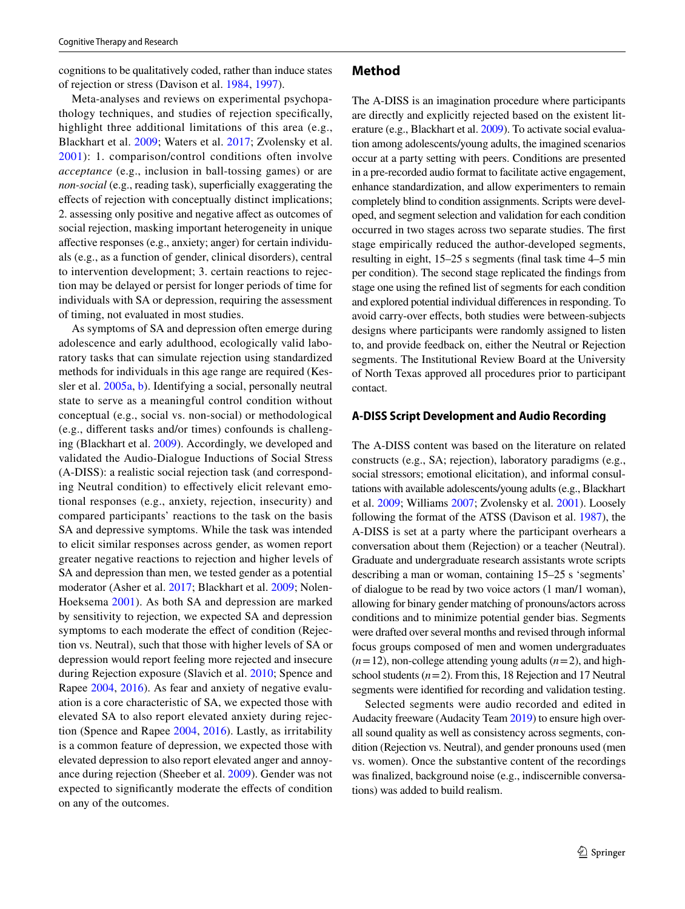cognitions to be qualitatively coded, rather than induce states of rejection or stress (Davison et al. 1984, 1997).

Meta-analyses and reviews on experimental psychopathology techniques, and studies of rejection specifically, highlight three additional limitations of this area (e.g., Blackhart et al. 2009; Waters et al. 2017; Zvolensky et al. 2001): 1. comparison/control conditions often involve *acceptance* (e.g., inclusion in ball-tossing games) or are *non-social* (e.g., reading task), superficially exaggerating the effects of rejection with conceptually distinct implications; 2. assessing only positive and negative affect as outcomes of social rejection, masking important heterogeneity in unique affective responses (e.g., anxiety; anger) for certain individuals (e.g., as a function of gender, clinical disorders), central to intervention development; 3. certain reactions to rejection may be delayed or persist for longer periods of time for individuals with SA or depression, requiring the assessment of timing, not evaluated in most studies.

As symptoms of SA and depression often emerge during adolescence and early adulthood, ecologically valid laboratory tasks that can simulate rejection using standardized methods for individuals in this age range are required (Kessler et al. 2005a, b). Identifying a social, personally neutral state to serve as a meaningful control condition without conceptual (e.g., social vs. non-social) or methodological (e.g., different tasks and/or times) confounds is challenging (Blackhart et al. 2009). Accordingly, we developed and validated the Audio-Dialogue Inductions of Social Stress (A-DISS): a realistic social rejection task (and corresponding Neutral condition) to effectively elicit relevant emotional responses (e.g., anxiety, rejection, insecurity) and compared participants' reactions to the task on the basis SA and depressive symptoms. While the task was intended to elicit similar responses across gender, as women report greater negative reactions to rejection and higher levels of SA and depression than men, we tested gender as a potential moderator (Asher et al. 2017; Blackhart et al. 2009; Nolen-Hoeksema 2001). As both SA and depression are marked by sensitivity to rejection, we expected SA and depression symptoms to each moderate the effect of condition (Rejection vs. Neutral), such that those with higher levels of SA or depression would report feeling more rejected and insecure during Rejection exposure (Slavich et al. 2010; Spence and Rapee 2004, 2016). As fear and anxiety of negative evaluation is a core characteristic of SA, we expected those with elevated SA to also report elevated anxiety during rejection (Spence and Rapee 2004, 2016). Lastly, as irritability is a common feature of depression, we expected those with elevated depression to also report elevated anger and annoyance during rejection (Sheeber et al. 2009). Gender was not expected to significantly moderate the effects of condition on any of the outcomes.

## Method

The A-DISS is an imagination procedure where participants are directly and explicitly rejected based on the existent literature (e.g., Blackhart et al. 2009). To activate social evaluation among adolescents/young adults, the imagined scenarios occur at a party setting with peers. Conditions are presented in a pre-recorded audio format to facilitate active engagement, enhance standardization, and allow experimenters to remain completely blind to condition assignments. Scripts were developed, and segment selection and validation for each condition occurred in two stages across two separate studies. The first stage empirically reduced the author-developed segments, resulting in eight, 15–25 s segments (final task time 4–5 min per condition). The second stage replicated the findings from stage one using the refined list of segments for each condition and explored potential individual differences in responding. To avoid carry-over effects, both studies were between-subjects designs where participants were randomly assigned to listen to, and provide feedback on, either the Neutral or Rejection segments. The Institutional Review Board at the University of North Texas approved all procedures prior to participant contact.

### A-DISS Script Development and Audio Recording

The A-DISS content was based on the literature on related constructs (e.g., SA; rejection), laboratory paradigms (e.g., social stressors; emotional elicitation), and informal consultations with available adolescents/young adults (e.g., Blackhart et al. 2009; Williams 2007; Zvolensky et al. 2001). Loosely following the format of the ATSS (Davison et al. 1987), the A-DISS is set at a party where the participant overhears a conversation about them (Rejection) or a teacher (Neutral). Graduate and undergraduate research assistants wrote scripts describing a man or woman, containing 15–25 s 'segments' of dialogue to be read by two voice actors (1 man/1 woman), allowing for binary gender matching of pronouns/actors across conditions and to minimize potential gender bias. Segments were drafted over several months and revised through informal focus groups composed of men and women undergraduates ($n=12$), non-college attending young adults ($n=2$), and high-school students ($n=2$). From this, 18 Rejection and 17 Neutral segments were identified for recording and validation testing.

Selected segments were audio recorded and edited in Audacity freeware (Audacity Team 2019) to ensure high overall sound quality as well as consistency across segments, condition (Rejection vs. Neutral), and gender pronouns used (men vs. women). Once the substantive content of the recordings was finalized, background noise (e.g., indiscernible conversations) was added to build realism.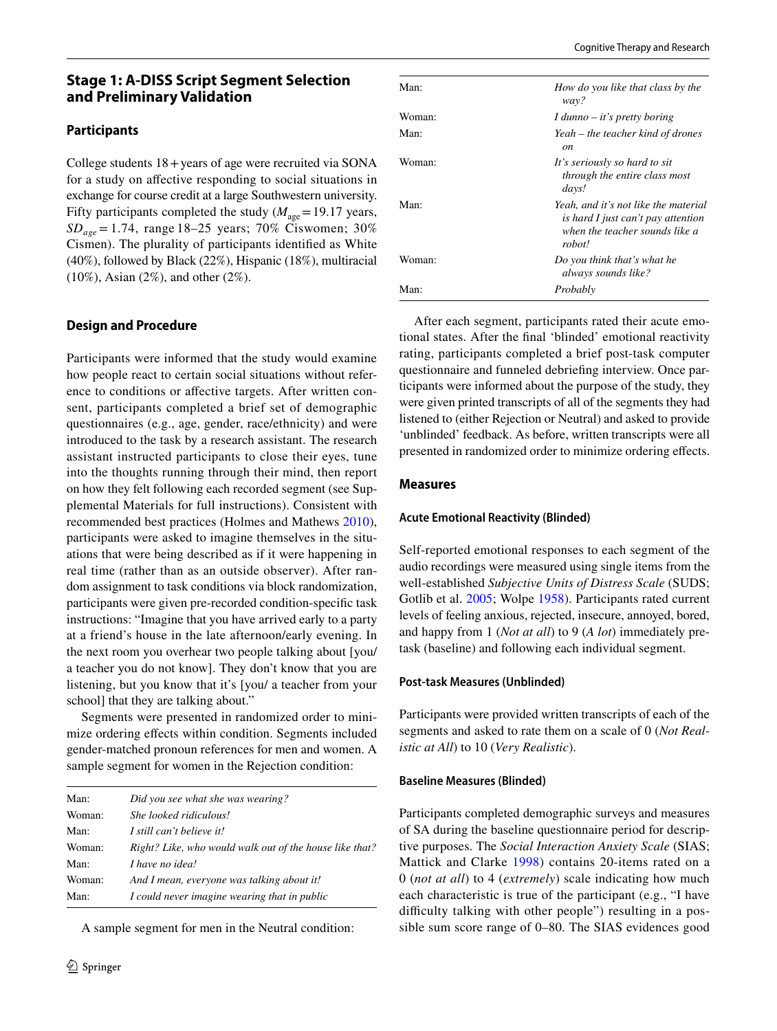## Stage 1: A-DISS Script Segment Selection and Preliminary Validation

### Participants

College students 18 + years of age were recruited via SONA for a study on affective responding to social situations in exchange for course credit at a large Southwestern university. Fifty participants completed the study ($M_{age}$ = 19.17 years, $SD_{age}$ = 1.74, range 18–25 years; 70% Ciswomen; 30% Cismen). The plurality of participants identified as White (40%), followed by Black (22%), Hispanic (18%), multiracial (10%), Asian (2%), and other (2%).

### Design and Procedure

Participants were informed that the study would examine how people react to certain social situations without reference to conditions or affective targets. After written consent, participants completed a brief set of demographic questionnaires (e.g., age, gender, race/ethnicity) and were introduced to the task by a research assistant. The research assistant instructed participants to close their eyes, tune into the thoughts running through their mind, then report on how they felt following each recorded segment (see Supplemental Materials for full instructions). Consistent with recommended best practices (Holmes and Mathews 2010), participants were asked to imagine themselves in the situations that were being described as if it were happening in real time (rather than as an outside observer). After random assignment to task conditions via block randomization, participants were given pre-recorded condition-specific task instructions: "Imagine that you have arrived early to a party at a friend's house in the late afternoon/early evening. In the next room you overhear two people talking about [you/ a teacher you do not know]. They don't know that you are listening, but you know that it's [you/ a teacher from your school] that they are talking about."

Segments were presented in randomized order to minimize ordering effects within condition. Segments included gender-matched pronoun references for men and women. A sample segment for women in the Rejection condition:

| | |
|---|---|
| Man: | *Did you see what she was wearing?* |
| Woman: | *She looked ridiculous!* |
| Man: | *I still can't believe it!* |
| Woman: | *Right? Like, who would walk out of the house like that?* |
| Man: | *I have no idea!* |
| Woman: | *And I mean, everyone was talking about it!* |
| Man: | *I could never imagine wearing that in public* |

A sample segment for men in the Neutral condition:

| | |
|---|---|
| Man: | *How do you like that class by the way?* |
| Woman: | *I dunno – it's pretty boring* |
| Man: | *Yeah – the teacher kind of drones on* |
| Woman: | *It's seriously so hard to sit through the entire class most days!* |
| Man: | *Yeah, and it's not like the material is hard I just can't pay attention when the teacher sounds like a robot!* |
| Woman: | *Do you think that's what he always sounds like?* |
| Man: | *Probably* |

After each segment, participants rated their acute emotional states. After the final 'blinded' emotional reactivity rating, participants completed a brief post-task computer questionnaire and funneled debriefing interview. Once participants were informed about the purpose of the study, they were given printed transcripts of all of the segments they had listened to (either Rejection or Neutral) and asked to provide 'unblinded' feedback. As before, written transcripts were all presented in randomized order to minimize ordering effects.

### Measures

#### Acute Emotional Reactivity (Blinded)

Self-reported emotional responses to each segment of the audio recordings were measured using single items from the well-established *Subjective Units of Distress Scale* (SUDS; Gotlib et al. 2005; Wolpe 1958). Participants rated current levels of feeling anxious, rejected, insecure, annoyed, bored, and happy from 1 (*Not at all*) to 9 (*A lot*) immediately pre-task (baseline) and following each individual segment.

#### Post-task Measures (Unblinded)

Participants were provided written transcripts of each of the segments and asked to rate them on a scale of 0 (*Not Realistic at All*) to 10 (*Very Realistic*).

#### Baseline Measures (Blinded)

Participants completed demographic surveys and measures of SA during the baseline questionnaire period for descriptive purposes. The *Social Interaction Anxiety Scale* (SIAS; Mattick and Clarke 1998) contains 20-items rated on a 0 (*not at all*) to 4 (*extremely*) scale indicating how much each characteristic is true of the participant (e.g., "I have difficulty talking with other people") resulting in a possible sum score range of 0–80. The SIAS evidences good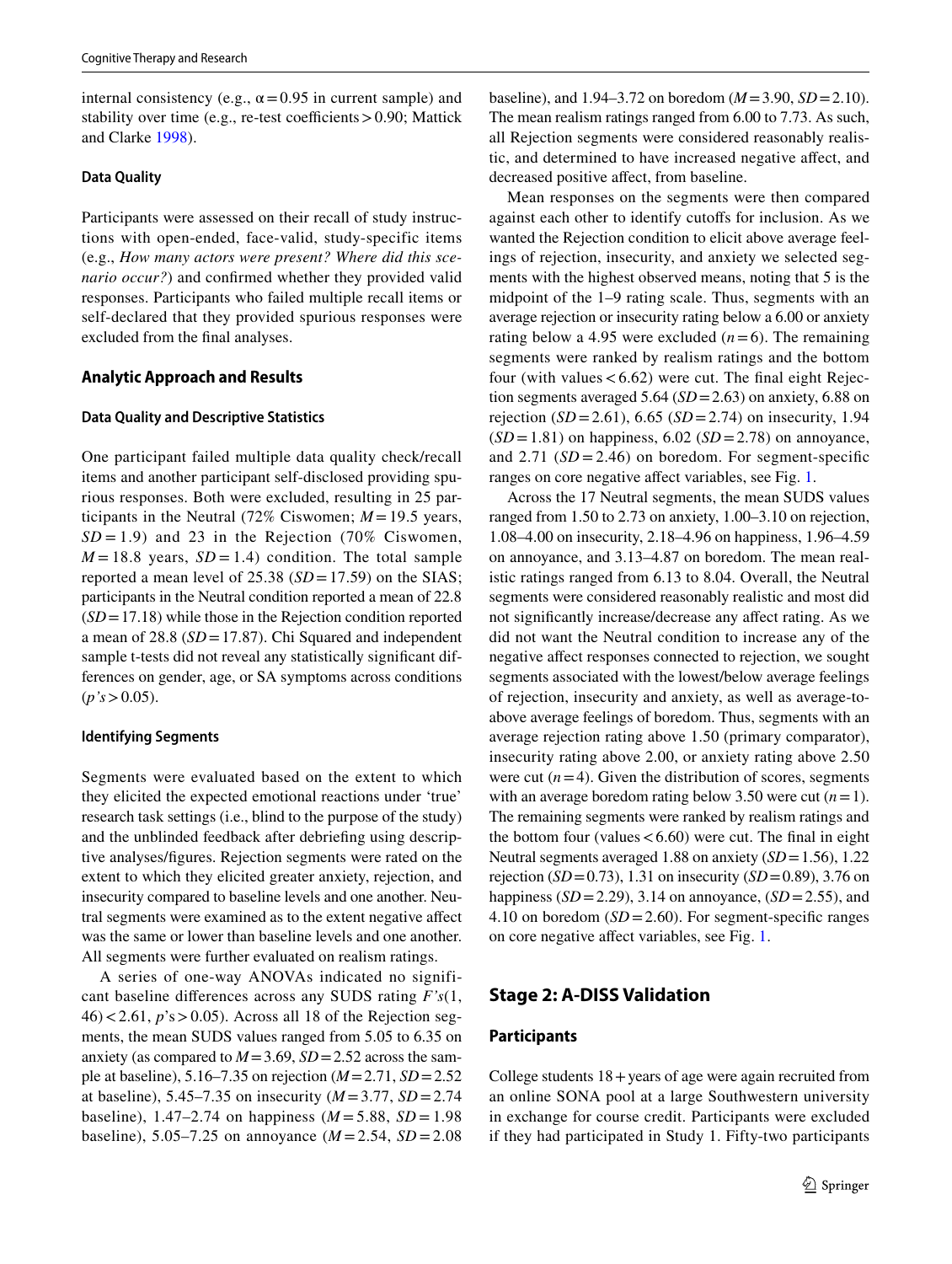internal consistency (e.g., $\alpha = 0.95$ in current sample) and stability over time (e.g., re-test coefficients > 0.90; Mattick and Clarke 1998).

#### Data Quality

Participants were assessed on their recall of study instructions with open-ended, face-valid, study-specific items (e.g., *How many actors were present? Where did this scenario occur?*) and confirmed whether they provided valid responses. Participants who failed multiple recall items or self-declared that they provided spurious responses were excluded from the final analyses.

### Analytic Approach and Results

#### Data Quality and Descriptive Statistics

One participant failed multiple data quality check/recall items and another participant self-disclosed providing spurious responses. Both were excluded, resulting in 25 participants in the Neutral (72% Ciswomen; $M = 19.5$ years, $SD = 1.9$) and 23 in the Rejection (70% Ciswomen, $M = 18.8$ years, $SD = 1.4$) condition. The total sample reported a mean level of 25.38 ($SD = 17.59$) on the SIAS; participants in the Neutral condition reported a mean of 22.8 ($SD = 17.18$) while those in the Rejection condition reported a mean of 28.8 ($SD = 17.87$). Chi Squared and independent sample t-tests did not reveal any statistically significant differences on gender, age, or SA symptoms across conditions ($p$'s > 0.05).

#### Identifying Segments

Segments were evaluated based on the extent to which they elicited the expected emotional reactions under 'true' research task settings (i.e., blind to the purpose of the study) and the unblinded feedback after debriefing using descriptive analyses/figures. Rejection segments were rated on the extent to which they elicited greater anxiety, rejection, and insecurity compared to baseline levels and one another. Neutral segments were examined as to the extent negative affect was the same or lower than baseline levels and one another. All segments were further evaluated on realism ratings.

A series of one-way ANOVAs indicated no significant baseline differences across any SUDS rating $F$'s$(1, 46) < 2.61$, $p$'s > 0.05). Across all 18 of the Rejection segments, the mean SUDS values ranged from 5.05 to 6.35 on anxiety (as compared to $M = 3.69$, $SD = 2.52$ across the sample at baseline), 5.16–7.35 on rejection ($M = 2.71$, $SD = 2.52$ at baseline), 5.45–7.35 on insecurity ($M = 3.77$, $SD = 2.74$ baseline), 1.47–2.74 on happiness ($M = 5.88$, $SD = 1.98$ baseline), 5.05–7.25 on annoyance ($M = 2.54$, $SD = 2.08$ baseline), and 1.94–3.72 on boredom ($M = 3.90$, $SD = 2.10$). The mean realism ratings ranged from 6.00 to 7.73. As such, all Rejection segments were considered reasonably realistic, and determined to have increased negative affect, and decreased positive affect, from baseline.

Mean responses on the segments were then compared against each other to identify cutoffs for inclusion. As we wanted the Rejection condition to elicit above average feelings of rejection, insecurity, and anxiety we selected segments with the highest observed means, noting that 5 is the midpoint of the 1–9 rating scale. Thus, segments with an average rejection or insecurity rating below a 6.00 or anxiety rating below a 4.95 were excluded ($n = 6$). The remaining segments were ranked by realism ratings and the bottom four (with values < 6.62) were cut. The final eight Rejection segments averaged 5.64 ($SD = 2.63$) on anxiety, 6.88 on rejection ($SD = 2.61$), 6.65 ($SD = 2.74$) on insecurity, 1.94 ($SD = 1.81$) on happiness, 6.02 ($SD = 2.78$) on annoyance, and 2.71 ($SD = 2.46$) on boredom. For segment-specific ranges on core negative affect variables, see Fig. 1.

Across the 17 Neutral segments, the mean SUDS values ranged from 1.50 to 2.73 on anxiety, 1.00–3.10 on rejection, 1.08–4.00 on insecurity, 2.18–4.96 on happiness, 1.96–4.59 on annoyance, and 3.13–4.87 on boredom. The mean realistic ratings ranged from 6.13 to 8.04. Overall, the Neutral segments were considered reasonably realistic and most did not significantly increase/decrease any affect rating. As we did not want the Neutral condition to increase any of the negative affect responses connected to rejection, we sought segments associated with the lowest/below average feelings of rejection, insecurity and anxiety, as well as average-to-above average feelings of boredom. Thus, segments with an average rejection rating above 1.50 (primary comparator), insecurity rating above 2.00, or anxiety rating above 2.50 were cut ($n = 4$). Given the distribution of scores, segments with an average boredom rating below 3.50 were cut ($n = 1$). The remaining segments were ranked by realism ratings and the bottom four (values < 6.60) were cut. The final in eight Neutral segments averaged 1.88 on anxiety ($SD = 1.56$), 1.22 rejection ($SD = 0.73$), 1.31 on insecurity ($SD = 0.89$), 3.76 on happiness ($SD = 2.29$), 3.14 on annoyance, ($SD = 2.55$), and 4.10 on boredom ($SD = 2.60$). For segment-specific ranges on core negative affect variables, see Fig. 1.

## Stage 2: A-DISS Validation

### Participants

College students 18 + years of age were again recruited from an online SONA pool at a large Southwestern university in exchange for course credit. Participants were excluded if they had participated in Study 1. Fifty-two participants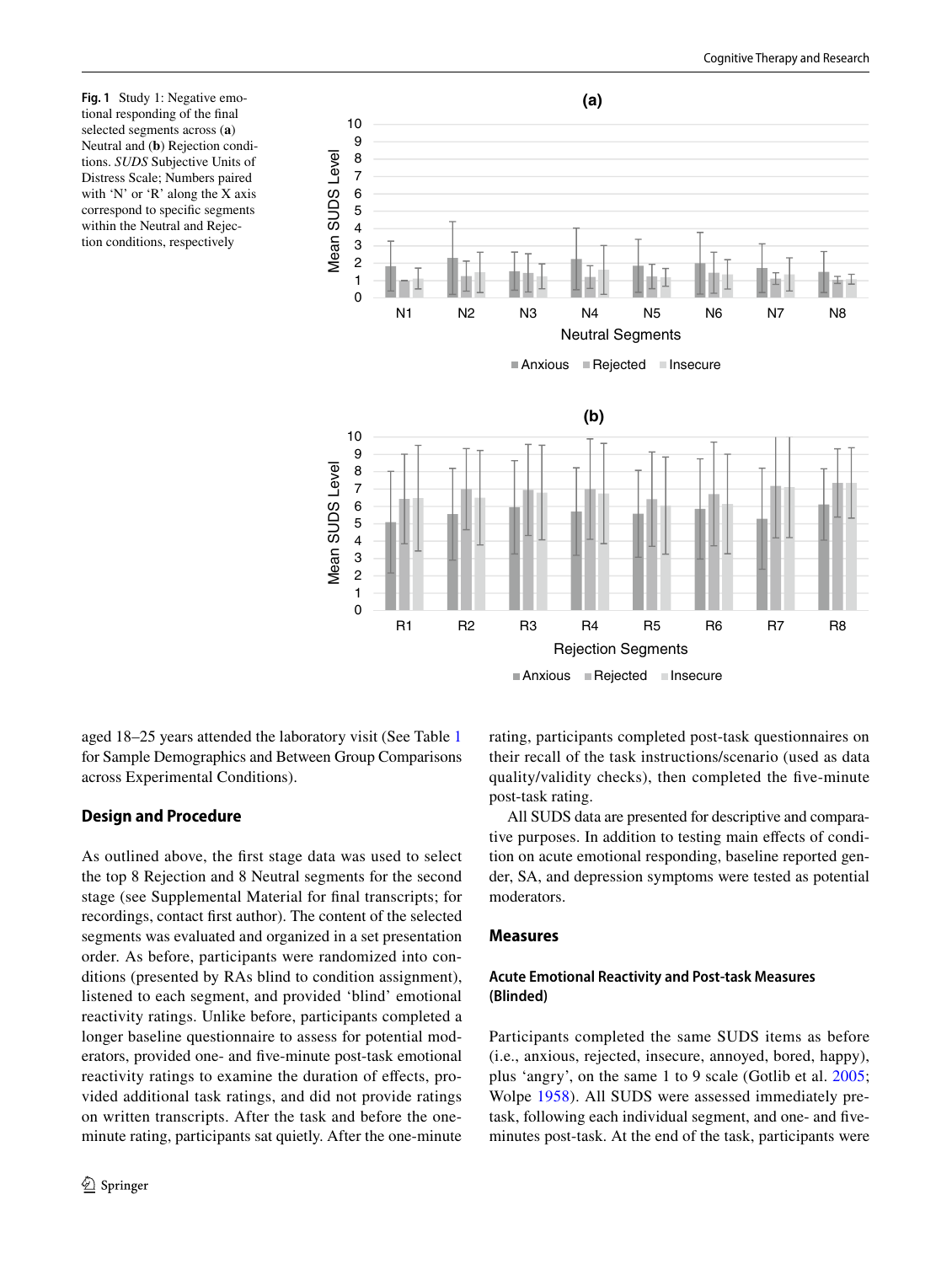**Fig. 1** Study 1: Negative emotional responding of the final selected segments across (**a**) Neutral and (**b**) Rejection conditions. *SUDS* Subjective Units of Distress Scale; Numbers paired with 'N' or 'R' along the X axis correspond to specific segments within the Neutral and Rejection conditions, respectively

aged 18–25 years attended the laboratory visit (See Table 1 for Sample Demographics and Between Group Comparisons across Experimental Conditions).

## Design and Procedure

As outlined above, the first stage data was used to select the top 8 Rejection and 8 Neutral segments for the second stage (see Supplemental Material for final transcripts; for recordings, contact first author). The content of the selected segments was evaluated and organized in a set presentation order. As before, participants were randomized into conditions (presented by RAs blind to condition assignment), listened to each segment, and provided 'blind' emotional reactivity ratings. Unlike before, participants completed a longer baseline questionnaire to assess for potential moderators, provided one- and five-minute post-task emotional reactivity ratings to examine the duration of effects, provided additional task ratings, and did not provide ratings on written transcripts. After the task and before the one-minute rating, participants sat quietly. After the one-minute rating, participants completed post-task questionnaires on their recall of the task instructions/scenario (used as data quality/validity checks), then completed the five-minute post-task rating.

All SUDS data are presented for descriptive and comparative purposes. In addition to testing main effects of condition on acute emotional responding, baseline reported gender, SA, and depression symptoms were tested as potential moderators.

## Measures

### Acute Emotional Reactivity and Post-task Measures (Blinded)

Participants completed the same SUDS items as before (i.e., anxious, rejected, insecure, annoyed, bored, happy), plus 'angry', on the same 1 to 9 scale (Gotlib et al. 2005; Wolpe 1958). All SUDS were assessed immediately pre-task, following each individual segment, and one- and five-minutes post-task. At the end of the task, participants were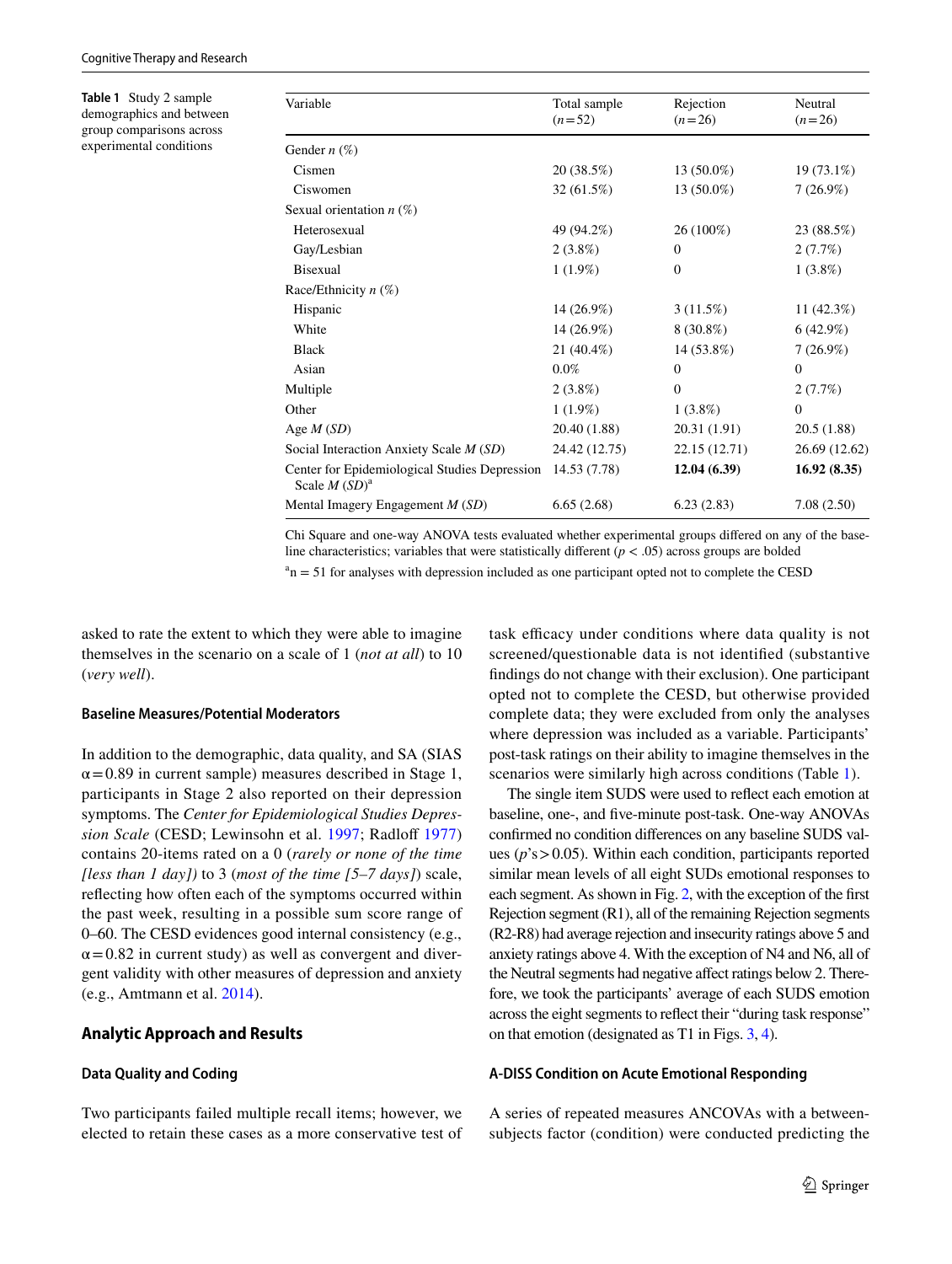**Table 1** Study 2 sample demographics and between group comparisons across experimental conditions

| Variable | Total sample ($n=52$) | Rejection ($n=26$) | Neutral ($n=26$) |
|---|---|---|---|
| Gender *n* (%) | | | |
| Cismen | 20 (38.5%) | 13 (50.0%) | 19 (73.1%) |
| Ciswomen | 32 (61.5%) | 13 (50.0%) | 7 (26.9%) |
| Sexual orientation *n* (%) | | | |
| Heterosexual | 49 (94.2%) | 26 (100%) | 23 (88.5%) |
| Gay/Lesbian | 2 (3.8%) | 0 | 2 (7.7%) |
| Bisexual | 1 (1.9%) | 0 | 1 (3.8%) |
| Race/Ethnicity *n* (%) | | | |
| Hispanic | 14 (26.9%) | 3 (11.5%) | 11 (42.3%) |
| White | 14 (26.9%) | 8 (30.8%) | 6 (42.9%) |
| Black | 21 (40.4%) | 14 (53.8%) | 7 (26.9%) |
| Asian | 0.0% | 0 | 0 |
| Multiple | 2 (3.8%) | 0 | 2 (7.7%) |
| Other | 1 (1.9%) | 1 (3.8%) | 0 |
| Age *M* (*SD*) | 20.40 (1.88) | 20.31 (1.91) | 20.5 (1.88) |
| Social Interaction Anxiety Scale *M* (*SD*) | 24.42 (12.75) | 22.15 (12.71) | 26.69 (12.62) |
| Center for Epidemiological Studies Depression Scale *M* (*SD*)[a] | 14.53 (7.78) | **12.04 (6.39)** | **16.92 (8.35)** |
| Mental Imagery Engagement *M* (*SD*) | 6.65 (2.68) | 6.23 (2.83) | 7.08 (2.50) |

Chi Square and one-way ANOVA tests evaluated whether experimental groups differed on any of the baseline characteristics; variables that were statistically different ($p < .05$) across groups are bolded

[a]n = 51 for analyses with depression included as one participant opted not to complete the CESD

asked to rate the extent to which they were able to imagine themselves in the scenario on a scale of 1 (*not at all*) to 10 (*very well*).

### Baseline Measures/Potential Moderators

In addition to the demographic, data quality, and SA (SIAS $\alpha=0.89$ in current sample) measures described in Stage 1, participants in Stage 2 also reported on their depression symptoms. The *Center for Epidemiological Studies Depression Scale* (CESD; Lewinsohn et al. 1997; Radloff 1977) contains 20-items rated on a 0 (*rarely or none of the time [less than 1 day]*) to 3 (*most of the time [5–7 days]*) scale, reflecting how often each of the symptoms occurred within the past week, resulting in a possible sum score range of 0–60. The CESD evidences good internal consistency (e.g., $\alpha=0.82$ in current study) as well as convergent and divergent validity with other measures of depression and anxiety (e.g., Amtmann et al. 2014).

## Analytic Approach and Results

### Data Quality and Coding

Two participants failed multiple recall items; however, we elected to retain these cases as a more conservative test of task efficacy under conditions where data quality is not screened/questionable data is not identified (substantive findings do not change with their exclusion). One participant opted not to complete the CESD, but otherwise provided complete data; they were excluded from only the analyses where depression was included as a variable. Participants' post-task ratings on their ability to imagine themselves in the scenarios were similarly high across conditions (Table 1).

The single item SUDS were used to reflect each emotion at baseline, one-, and five-minute post-task. One-way ANOVAs confirmed no condition differences on any baseline SUDS values ($p$'s$>0.05$). Within each condition, participants reported similar mean levels of all eight SUDs emotional responses to each segment. As shown in Fig. 2, with the exception of the first Rejection segment (R1), all of the remaining Rejection segments (R2-R8) had average rejection and insecurity ratings above 5 and anxiety ratings above 4. With the exception of N4 and N6, all of the Neutral segments had negative affect ratings below 2. Therefore, we took the participants' average of each SUDS emotion across the eight segments to reflect their "during task response" on that emotion (designated as T1 in Figs. 3, 4).

### A-DISS Condition on Acute Emotional Responding

A series of repeated measures ANCOVAs with a between-subjects factor (condition) were conducted predicting the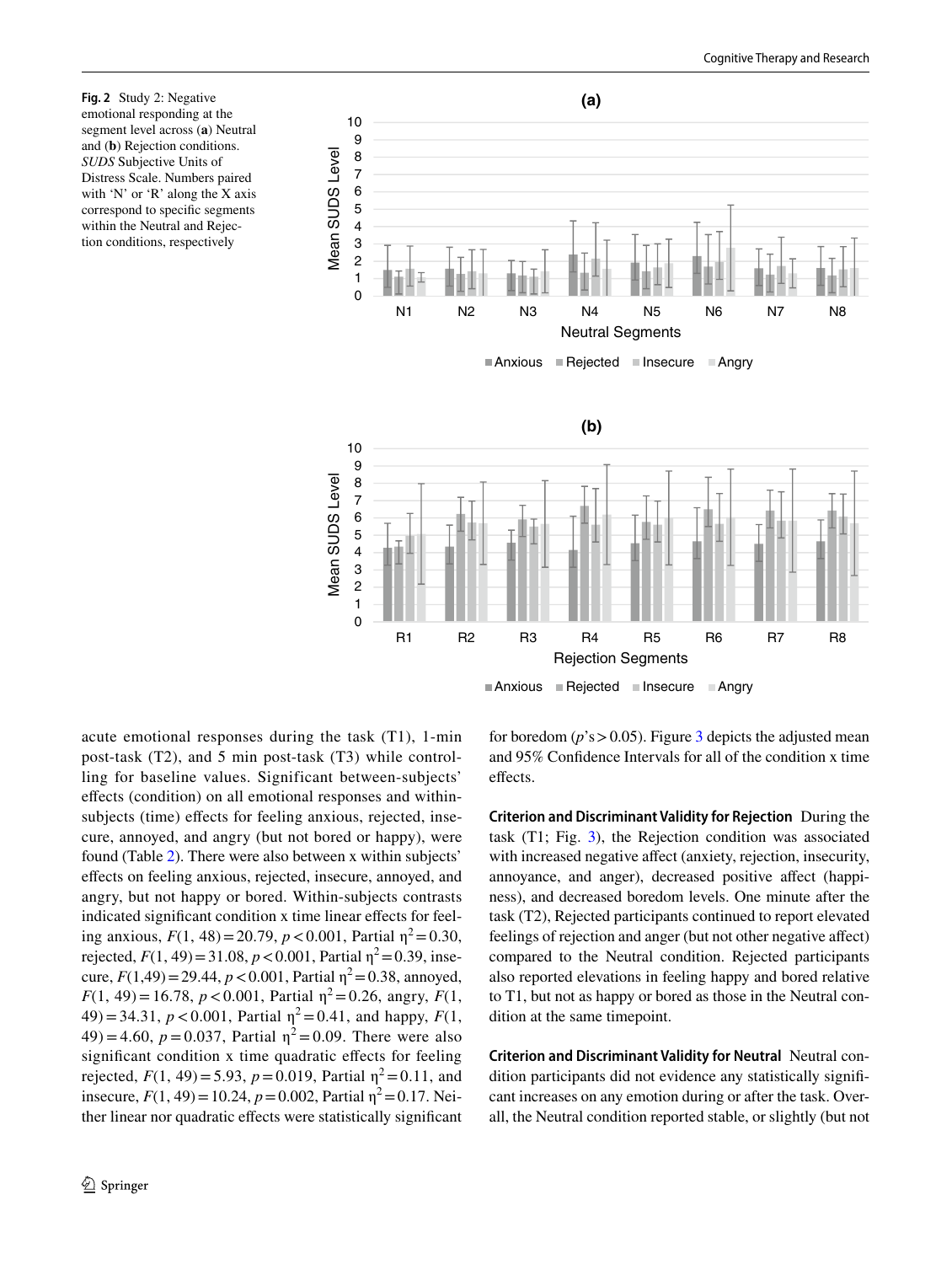**Fig. 2** Study 2: Negative emotional responding at the segment level across (**a**) Neutral and (**b**) Rejection conditions. *SUDS* Subjective Units of Distress Scale. Numbers paired with 'N' or 'R' along the X axis correspond to specific segments within the Neutral and Rejection conditions, respectively

acute emotional responses during the task (T1), 1-min post-task (T2), and 5 min post-task (T3) while controlling for baseline values. Significant between-subjects' effects (condition) on all emotional responses and within-subjects (time) effects for feeling anxious, rejected, insecure, annoyed, and angry (but not bored or happy), were found (Table 2). There were also between x within subjects' effects on feeling anxious, rejected, insecure, annoyed, and angry, but not happy or bored. Within-subjects contrasts indicated significant condition x time linear effects for feeling anxious, $F(1, 48) = 20.79$, $p < 0.001$, Partial $\eta^2 = 0.30$, rejected, $F(1, 49) = 31.08$, $p < 0.001$, Partial $\eta^2 = 0.39$, insecure, $F(1,49) = 29.44$, $p < 0.001$, Partial $\eta^2 = 0.38$, annoyed, $F(1, 49) = 16.78$, $p < 0.001$, Partial $\eta^2 = 0.26$, angry, $F(1, 49) = 34.31$, $p < 0.001$, Partial $\eta^2 = 0.41$, and happy, $F(1, 49) = 4.60$, $p = 0.037$, Partial $\eta^2 = 0.09$. There were also significant condition x time quadratic effects for feeling rejected, $F(1, 49) = 5.93$, $p = 0.019$, Partial $\eta^2 = 0.11$, and insecure, $F(1, 49) = 10.24$, $p = 0.002$, Partial $\eta^2 = 0.17$. Neither linear nor quadratic effects were statistically significant for boredom ($p$'s $> 0.05$). Figure 3 depicts the adjusted mean and 95% Confidence Intervals for all of the condition x time effects.

**Criterion and Discriminant Validity for Rejection** During the task (T1; Fig. 3), the Rejection condition was associated with increased negative affect (anxiety, rejection, insecurity, annoyance, and anger), decreased positive affect (happiness), and decreased boredom levels. One minute after the task (T2), Rejected participants continued to report elevated feelings of rejection and anger (but not other negative affect) compared to the Neutral condition. Rejected participants also reported elevations in feeling happy and bored relative to T1, but not as happy or bored as those in the Neutral condition at the same timepoint.

**Criterion and Discriminant Validity for Neutral** Neutral condition participants did not evidence any statistically significant increases on any emotion during or after the task. Overall, the Neutral condition reported stable, or slightly (but not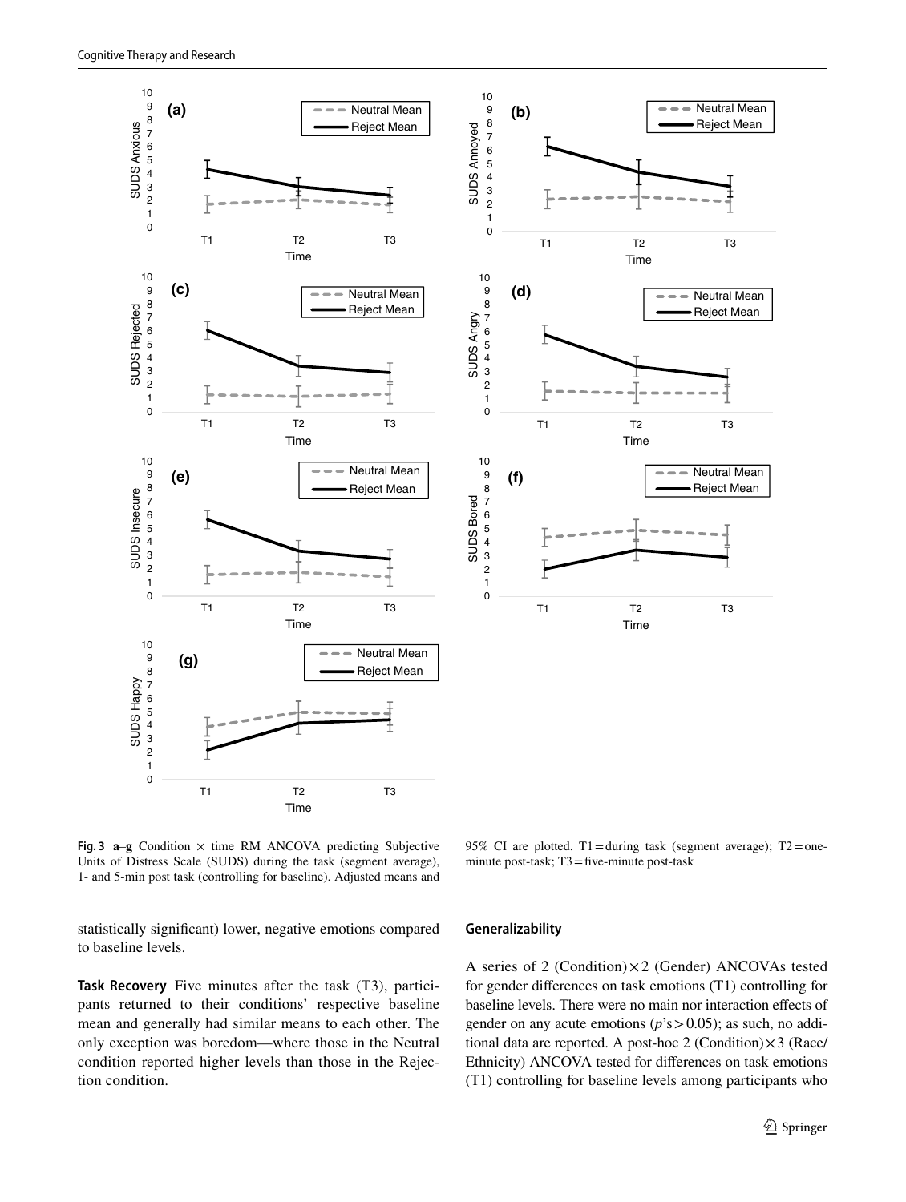**Fig. 3 a–g** Condition × time RM ANCOVA predicting Subjective Units of Distress Scale (SUDS) during the task (segment average), 1- and 5-min post task (controlling for baseline). Adjusted means and 95% CI are plotted. T1 = during task (segment average); T2 = one-minute post-task; T3 = five-minute post-task

statistically significant) lower, negative emotions compared to baseline levels.

**Task Recovery** Five minutes after the task (T3), participants returned to their conditions' respective baseline mean and generally had similar means to each other. The only exception was boredom—where those in the Neutral condition reported higher levels than those in the Rejection condition.

### Generalizability

A series of 2 (Condition) × 2 (Gender) ANCOVAs tested for gender differences on task emotions (T1) controlling for baseline levels. There were no main nor interaction effects of gender on any acute emotions ($p$'s > 0.05); as such, no additional data are reported. A post-hoc 2 (Condition) × 3 (Race/Ethnicity) ANCOVA tested for differences on task emotions (T1) controlling for baseline levels among participants who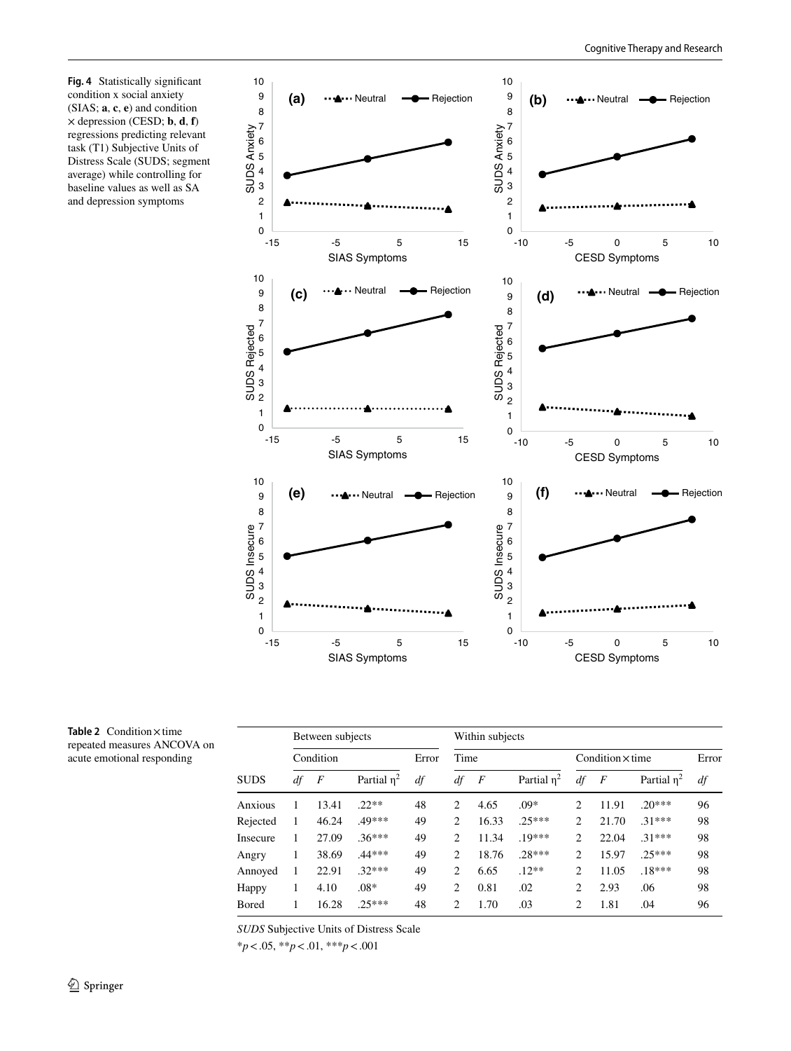**Fig. 4** Statistically significant condition x social anxiety (SIAS; **a**, **c**, **e**) and condition × depression (CESD; **b**, **d**, **f**) regressions predicting relevant task (T1) Subjective Units of Distress Scale (SUDS; segment average) while controlling for baseline values as well as SA and depression symptoms

**Table 2** Condition × time repeated measures ANCOVA on acute emotional responding

| | Between subjects | | | | Within subjects | | | | | | | |
|---|---|---|---|---|---|---|---|---|---|---|---|
| | Condition | | | Error | Time | | | Condition × time | | | Error |
| SUDS | *df* | *F* | Partial $\eta^2$ | *df* | *df* | *F* | Partial $\eta^2$ | *df* | *F* | Partial $\eta^2$ | *df* |
| Anxious | 1 | 13.41 | .22** | 48 | 2 | 4.65 | .09* | 2 | 11.91 | .20*** | 96 |
| Rejected | 1 | 46.24 | .49*** | 49 | 2 | 16.33 | .25*** | 2 | 21.70 | .31*** | 98 |
| Insecure | 1 | 27.09 | .36*** | 49 | 2 | 11.34 | .19*** | 2 | 22.04 | .31*** | 98 |
| Angry | 1 | 38.69 | .44*** | 49 | 2 | 18.76 | .28*** | 2 | 15.97 | .25*** | 98 |
| Annoyed | 1 | 22.91 | .32*** | 49 | 2 | 6.65 | .12** | 2 | 11.05 | .18*** | 98 |
| Happy | 1 | 4.10 | .08* | 49 | 2 | 0.81 | .02 | 2 | 2.93 | .06 | 98 |
| Bored | 1 | 16.28 | .25*** | 48 | 2 | 1.70 | .03 | 2 | 1.81 | .04 | 96 |

*SUDS* Subjective Units of Distress Scale

*$p < .05$, **$p < .01$, ***$p < .001$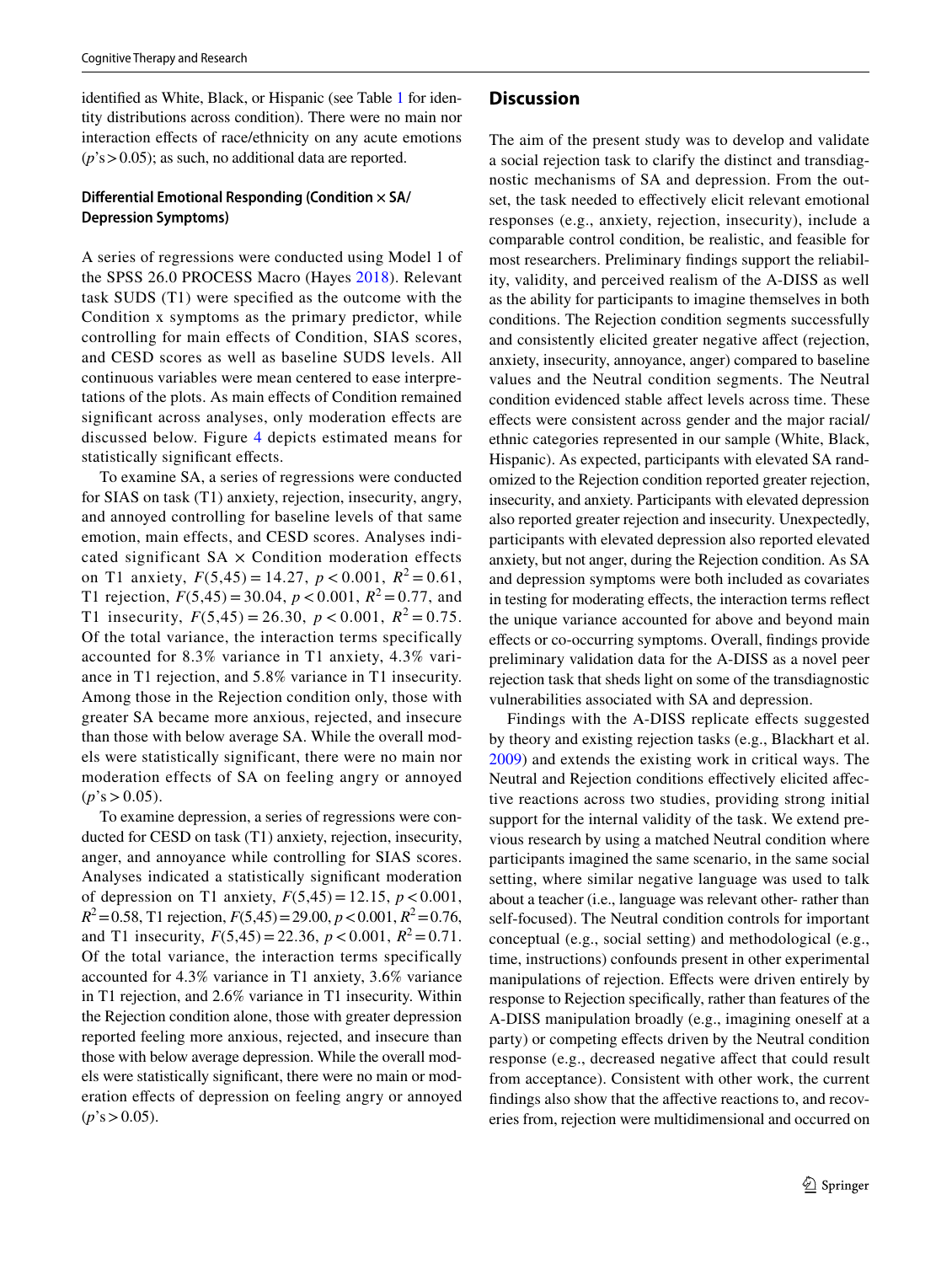identified as White, Black, or Hispanic (see Table 1 for identity distributions across condition). There were no main nor interaction effects of race/ethnicity on any acute emotions ($p$'s > 0.05); as such, no additional data are reported.

#### Differential Emotional Responding (Condition × SA/Depression Symptoms)

A series of regressions were conducted using Model 1 of the SPSS 26.0 PROCESS Macro (Hayes 2018). Relevant task SUDS (T1) were specified as the outcome with the Condition x symptoms as the primary predictor, while controlling for main effects of Condition, SIAS scores, and CESD scores as well as baseline SUDS levels. All continuous variables were mean centered to ease interpretations of the plots. As main effects of Condition remained significant across analyses, only moderation effects are discussed below. Figure 4 depicts estimated means for statistically significant effects.

To examine SA, a series of regressions were conducted for SIAS on task (T1) anxiety, rejection, insecurity, angry, and annoyed controlling for baseline levels of that same emotion, main effects, and CESD scores. Analyses indicated significant SA × Condition moderation effects on T1 anxiety, $F(5,45) = 14.27$, $p < 0.001$, $R^2 = 0.61$, T1 rejection, $F(5,45) = 30.04$, $p < 0.001$, $R^2 = 0.77$, and T1 insecurity, $F(5,45) = 26.30$, $p < 0.001$, $R^2 = 0.75$. Of the total variance, the interaction terms specifically accounted for 8.3% variance in T1 anxiety, 4.3% variance in T1 rejection, and 5.8% variance in T1 insecurity. Among those in the Rejection condition only, those with greater SA became more anxious, rejected, and insecure than those with below average SA. While the overall models were statistically significant, there were no main nor moderation effects of SA on feeling angry or annoyed ($p$'s > 0.05).

To examine depression, a series of regressions were conducted for CESD on task (T1) anxiety, rejection, insecurity, anger, and annoyance while controlling for SIAS scores. Analyses indicated a statistically significant moderation of depression on T1 anxiety, $F(5,45) = 12.15$, $p < 0.001$, $R^2 = 0.58$, T1 rejection, $F(5,45) = 29.00$, $p < 0.001$, $R^2 = 0.76$, and T1 insecurity, $F(5,45) = 22.36$, $p < 0.001$, $R^2 = 0.71$. Of the total variance, the interaction terms specifically accounted for 4.3% variance in T1 anxiety, 3.6% variance in T1 rejection, and 2.6% variance in T1 insecurity. Within the Rejection condition alone, those with greater depression reported feeling more anxious, rejected, and insecure than those with below average depression. While the overall models were statistically significant, there were no main or moderation effects of depression on feeling angry or annoyed ($p$'s > 0.05).

## Discussion

The aim of the present study was to develop and validate a social rejection task to clarify the distinct and transdiagnostic mechanisms of SA and depression. From the outset, the task needed to effectively elicit relevant emotional responses (e.g., anxiety, rejection, insecurity), include a comparable control condition, be realistic, and feasible for most researchers. Preliminary findings support the reliability, validity, and perceived realism of the A-DISS as well as the ability for participants to imagine themselves in both conditions. The Rejection condition segments successfully and consistently elicited greater negative affect (rejection, anxiety, insecurity, annoyance, anger) compared to baseline values and the Neutral condition segments. The Neutral condition evidenced stable affect levels across time. These effects were consistent across gender and the major racial/ethnic categories represented in our sample (White, Black, Hispanic). As expected, participants with elevated SA randomized to the Rejection condition reported greater rejection, insecurity, and anxiety. Participants with elevated depression also reported greater rejection and insecurity. Unexpectedly, participants with elevated depression also reported elevated anxiety, but not anger, during the Rejection condition. As SA and depression symptoms were both included as covariates in testing for moderating effects, the interaction terms reflect the unique variance accounted for above and beyond main effects or co-occurring symptoms. Overall, findings provide preliminary validation data for the A-DISS as a novel peer rejection task that sheds light on some of the transdiagnostic vulnerabilities associated with SA and depression.

Findings with the A-DISS replicate effects suggested by theory and existing rejection tasks (e.g., Blackhart et al. 2009) and extends the existing work in critical ways. The Neutral and Rejection conditions effectively elicited affective reactions across two studies, providing strong initial support for the internal validity of the task. We extend previous research by using a matched Neutral condition where participants imagined the same scenario, in the same social setting, where similar negative language was used to talk about a teacher (i.e., language was relevant other- rather than self-focused). The Neutral condition controls for important conceptual (e.g., social setting) and methodological (e.g., time, instructions) confounds present in other experimental manipulations of rejection. Effects were driven entirely by response to Rejection specifically, rather than features of the A-DISS manipulation broadly (e.g., imagining oneself at a party) or competing effects driven by the Neutral condition response (e.g., decreased negative affect that could result from acceptance). Consistent with other work, the current findings also show that the affective reactions to, and recoveries from, rejection were multidimensional and occurred on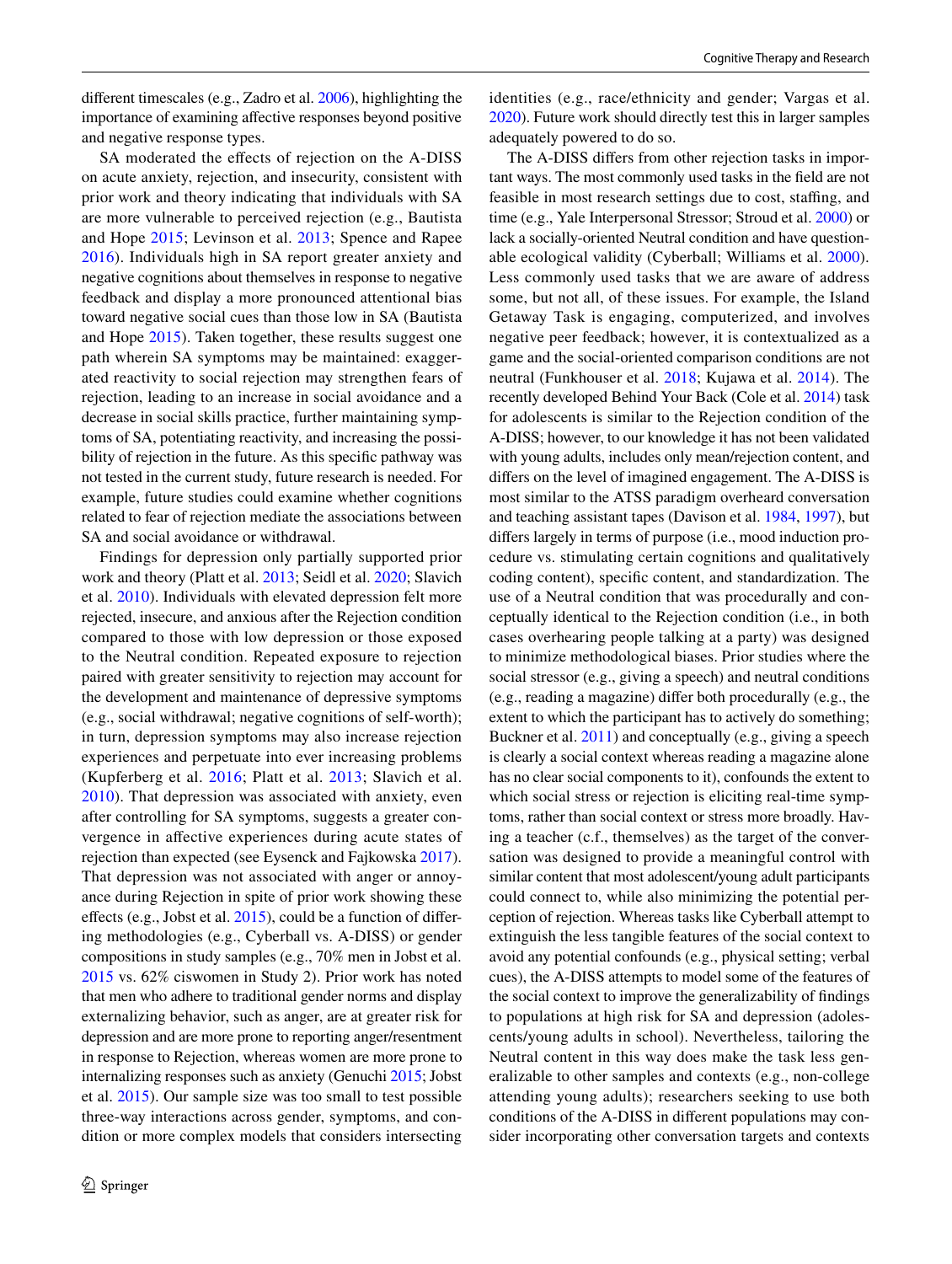different timescales (e.g., Zadro et al. 2006), highlighting the importance of examining affective responses beyond positive and negative response types.

SA moderated the effects of rejection on the A-DISS on acute anxiety, rejection, and insecurity, consistent with prior work and theory indicating that individuals with SA are more vulnerable to perceived rejection (e.g., Bautista and Hope 2015; Levinson et al. 2013; Spence and Rapee 2016). Individuals high in SA report greater anxiety and negative cognitions about themselves in response to negative feedback and display a more pronounced attentional bias toward negative social cues than those low in SA (Bautista and Hope 2015). Taken together, these results suggest one path wherein SA symptoms may be maintained: exaggerated reactivity to social rejection may strengthen fears of rejection, leading to an increase in social avoidance and a decrease in social skills practice, further maintaining symptoms of SA, potentiating reactivity, and increasing the possibility of rejection in the future. As this specific pathway was not tested in the current study, future research is needed. For example, future studies could examine whether cognitions related to fear of rejection mediate the associations between SA and social avoidance or withdrawal.

Findings for depression only partially supported prior work and theory (Platt et al. 2013; Seidl et al. 2020; Slavich et al. 2010). Individuals with elevated depression felt more rejected, insecure, and anxious after the Rejection condition compared to those with low depression or those exposed to the Neutral condition. Repeated exposure to rejection paired with greater sensitivity to rejection may account for the development and maintenance of depressive symptoms (e.g., social withdrawal; negative cognitions of self-worth); in turn, depression symptoms may also increase rejection experiences and perpetuate into ever increasing problems (Kupferberg et al. 2016; Platt et al. 2013; Slavich et al. 2010). That depression was associated with anxiety, even after controlling for SA symptoms, suggests a greater convergence in affective experiences during acute states of rejection than expected (see Eysenck and Fajkowska 2017). That depression was not associated with anger or annoyance during Rejection in spite of prior work showing these effects (e.g., Jobst et al. 2015), could be a function of differing methodologies (e.g., Cyberball vs. A-DISS) or gender compositions in study samples (e.g., 70% men in Jobst et al. 2015 vs. 62% ciswomen in Study 2). Prior work has noted that men who adhere to traditional gender norms and display externalizing behavior, such as anger, are at greater risk for depression and are more prone to reporting anger/resentment in response to Rejection, whereas women are more prone to internalizing responses such as anxiety (Genuchi 2015; Jobst et al. 2015). Our sample size was too small to test possible three-way interactions across gender, symptoms, and condition or more complex models that considers intersecting identities (e.g., race/ethnicity and gender; Vargas et al. 2020). Future work should directly test this in larger samples adequately powered to do so.

The A-DISS differs from other rejection tasks in important ways. The most commonly used tasks in the field are not feasible in most research settings due to cost, staffing, and time (e.g., Yale Interpersonal Stressor; Stroud et al. 2000) or lack a socially-oriented Neutral condition and have questionable ecological validity (Cyberball; Williams et al. 2000). Less commonly used tasks that we are aware of address some, but not all, of these issues. For example, the Island Getaway Task is engaging, computerized, and involves negative peer feedback; however, it is contextualized as a game and the social-oriented comparison conditions are not neutral (Funkhouser et al. 2018; Kujawa et al. 2014). The recently developed Behind Your Back (Cole et al. 2014) task for adolescents is similar to the Rejection condition of the A-DISS; however, to our knowledge it has not been validated with young adults, includes only mean/rejection content, and differs on the level of imagined engagement. The A-DISS is most similar to the ATSS paradigm overheard conversation and teaching assistant tapes (Davison et al. 1984, 1997), but differs largely in terms of purpose (i.e., mood induction procedure vs. stimulating certain cognitions and qualitatively coding content), specific content, and standardization. The use of a Neutral condition that was procedurally and conceptually identical to the Rejection condition (i.e., in both cases overhearing people talking at a party) was designed to minimize methodological biases. Prior studies where the social stressor (e.g., giving a speech) and neutral conditions (e.g., reading a magazine) differ both procedurally (e.g., the extent to which the participant has to actively do something; Buckner et al. 2011) and conceptually (e.g., giving a speech is clearly a social context whereas reading a magazine alone has no clear social components to it), confounds the extent to which social stress or rejection is eliciting real-time symptoms, rather than social context or stress more broadly. Having a teacher (c.f., themselves) as the target of the conversation was designed to provide a meaningful control with similar content that most adolescent/young adult participants could connect to, while also minimizing the potential perception of rejection. Whereas tasks like Cyberball attempt to extinguish the less tangible features of the social context to avoid any potential confounds (e.g., physical setting; verbal cues), the A-DISS attempts to model some of the features of the social context to improve the generalizability of findings to populations at high risk for SA and depression (adolescents/young adults in school). Nevertheless, tailoring the Neutral content in this way does make the task less generalizable to other samples and contexts (e.g., non-college attending young adults); researchers seeking to use both conditions of the A-DISS in different populations may consider incorporating other conversation targets and contexts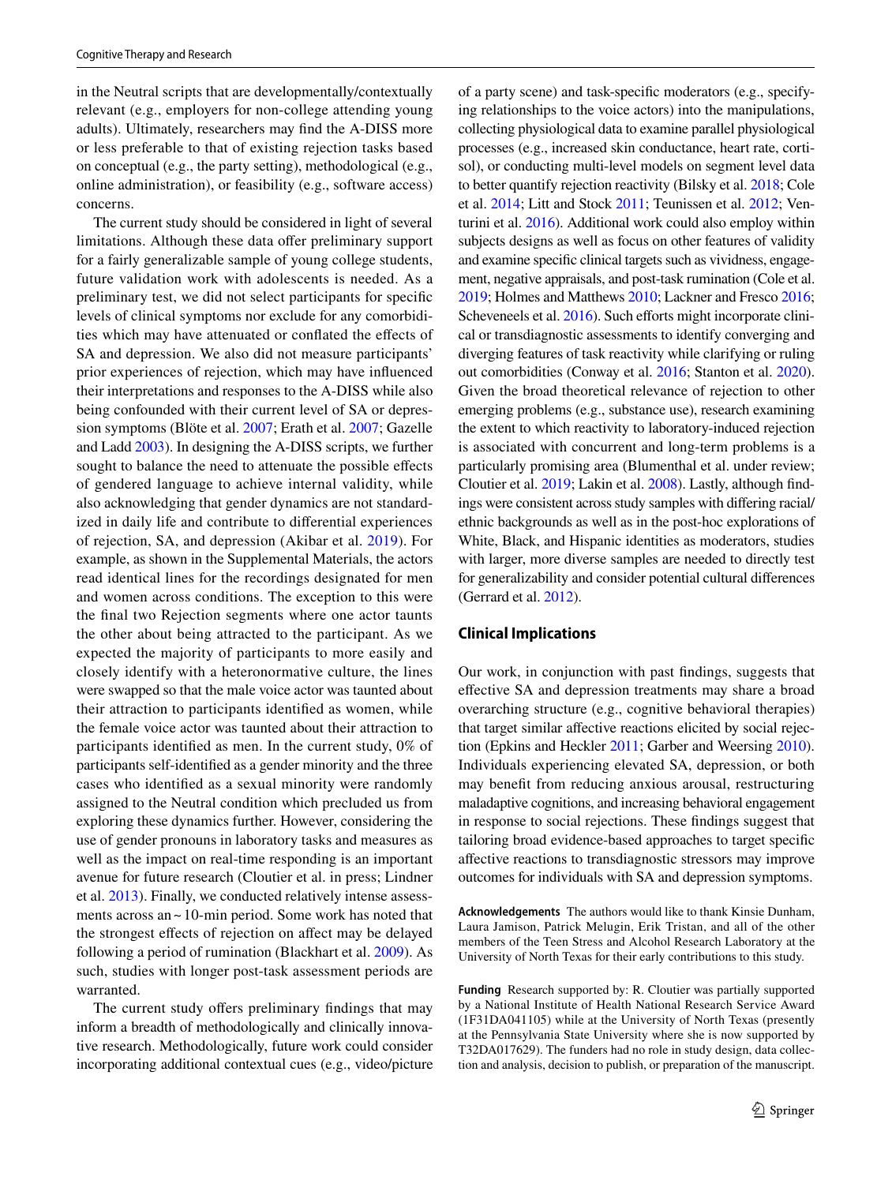in the Neutral scripts that are developmentally/contextually relevant (e.g., employers for non-college attending young adults). Ultimately, researchers may find the A-DISS more or less preferable to that of existing rejection tasks based on conceptual (e.g., the party setting), methodological (e.g., online administration), or feasibility (e.g., software access) concerns.

The current study should be considered in light of several limitations. Although these data offer preliminary support for a fairly generalizable sample of young college students, future validation work with adolescents is needed. As a preliminary test, we did not select participants for specific levels of clinical symptoms nor exclude for any comorbidities which may have attenuated or conflated the effects of SA and depression. We also did not measure participants' prior experiences of rejection, which may have influenced their interpretations and responses to the A-DISS while also being confounded with their current level of SA or depression symptoms (Blöte et al. 2007; Erath et al. 2007; Gazelle and Ladd 2003). In designing the A-DISS scripts, we further sought to balance the need to attenuate the possible effects of gendered language to achieve internal validity, while also acknowledging that gender dynamics are not standardized in daily life and contribute to differential experiences of rejection, SA, and depression (Akibar et al. 2019). For example, as shown in the Supplemental Materials, the actors read identical lines for the recordings designated for men and women across conditions. The exception to this were the final two Rejection segments where one actor taunts the other about being attracted to the participant. As we expected the majority of participants to more easily and closely identify with a heteronormative culture, the lines were swapped so that the male voice actor was taunted about their attraction to participants identified as women, while the female voice actor was taunted about their attraction to participants identified as men. In the current study, 0% of participants self-identified as a gender minority and the three cases who identified as a sexual minority were randomly assigned to the Neutral condition which precluded us from exploring these dynamics further. However, considering the use of gender pronouns in laboratory tasks and measures as well as the impact on real-time responding is an important avenue for future research (Cloutier et al. in press; Lindner et al. 2013). Finally, we conducted relatively intense assessments across an ~10-min period. Some work has noted that the strongest effects of rejection on affect may be delayed following a period of rumination (Blackhart et al. 2009). As such, studies with longer post-task assessment periods are warranted.

The current study offers preliminary findings that may inform a breadth of methodologically and clinically innovative research. Methodologically, future work could consider incorporating additional contextual cues (e.g., video/picture of a party scene) and task-specific moderators (e.g., specifying relationships to the voice actors) into the manipulations, collecting physiological data to examine parallel physiological processes (e.g., increased skin conductance, heart rate, cortisol), or conducting multi-level models on segment level data to better quantify rejection reactivity (Bilsky et al. 2018; Cole et al. 2014; Litt and Stock 2011; Teunissen et al. 2012; Venturini et al. 2016). Additional work could also employ within subjects designs as well as focus on other features of validity and examine specific clinical targets such as vividness, engagement, negative appraisals, and post-task rumination (Cole et al. 2019; Holmes and Matthews 2010; Lackner and Fresco 2016; Scheveneels et al. 2016). Such efforts might incorporate clinical or transdiagnostic assessments to identify converging and diverging features of task reactivity while clarifying or ruling out comorbidities (Conway et al. 2016; Stanton et al. 2020). Given the broad theoretical relevance of rejection to other emerging problems (e.g., substance use), research examining the extent to which reactivity to laboratory-induced rejection is associated with concurrent and long-term problems is a particularly promising area (Blumenthal et al. under review; Cloutier et al. 2019; Lakin et al. 2008). Lastly, although findings were consistent across study samples with differing racial/ethnic backgrounds as well as in the post-hoc explorations of White, Black, and Hispanic identities as moderators, studies with larger, more diverse samples are needed to directly test for generalizability and consider potential cultural differences (Gerrard et al. 2012).

## Clinical Implications

Our work, in conjunction with past findings, suggests that effective SA and depression treatments may share a broad overarching structure (e.g., cognitive behavioral therapies) that target similar affective reactions elicited by social rejection (Epkins and Heckler 2011; Garber and Weersing 2010). Individuals experiencing elevated SA, depression, or both may benefit from reducing anxious arousal, restructuring maladaptive cognitions, and increasing behavioral engagement in response to social rejections. These findings suggest that tailoring broad evidence-based approaches to target specific affective reactions to transdiagnostic stressors may improve outcomes for individuals with SA and depression symptoms.

**Acknowledgements** The authors would like to thank Kinsie Dunham, Laura Jamison, Patrick Melugin, Erik Tristan, and all of the other members of the Teen Stress and Alcohol Research Laboratory at the University of North Texas for their early contributions to this study.

**Funding** Research supported by: R. Cloutier was partially supported by a National Institute of Health National Research Service Award (1F31DA041105) while at the University of North Texas (presently at the Pennsylvania State University where she is now supported by T32DA017629). The funders had no role in study design, data collection and analysis, decision to publish, or preparation of the manuscript.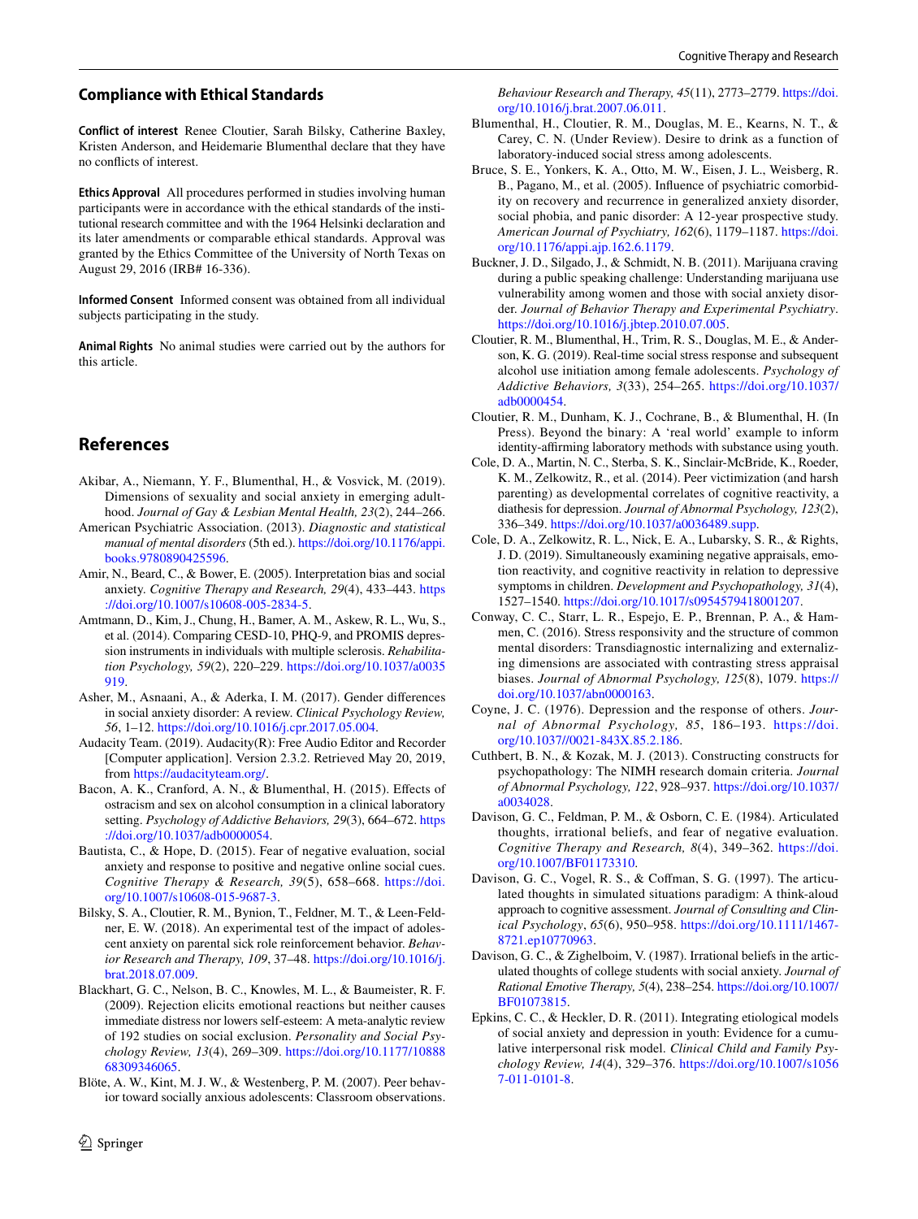## Compliance with Ethical Standards

**Conflict of interest** Renee Cloutier, Sarah Bilsky, Catherine Baxley, Kristen Anderson, and Heidemarie Blumenthal declare that they have no conflicts of interest.

**Ethics Approval** All procedures performed in studies involving human participants were in accordance with the ethical standards of the institutional research committee and with the 1964 Helsinki declaration and its later amendments or comparable ethical standards. Approval was granted by the Ethics Committee of the University of North Texas on August 29, 2016 (IRB# 16-336).

**Informed Consent** Informed consent was obtained from all individual subjects participating in the study.

**Animal Rights** No animal studies were carried out by the authors for this article.

## References

Akibar, A., Niemann, Y. F., Blumenthal, H., & Vosvick, M. (2019). Dimensions of sexuality and social anxiety in emerging adulthood. *Journal of Gay & Lesbian Mental Health, 23*(2), 244–266.

American Psychiatric Association. (2013). *Diagnostic and statistical manual of mental disorders* (5th ed.). https://doi.org/10.1176/appi.books.9780890425596.

Amir, N., Beard, C., & Bower, E. (2005). Interpretation bias and social anxiety. *Cognitive Therapy and Research, 29*(4), 433–443. https://doi.org/10.1007/s10608-005-2834-5.

Amtmann, D., Kim, J., Chung, H., Bamer, A. M., Askew, R. L., Wu, S., et al. (2014). Comparing CESD-10, PHQ-9, and PROMIS depression instruments in individuals with multiple sclerosis. *Rehabilitation Psychology, 59*(2), 220–229. https://doi.org/10.1037/a0035919.

Asher, M., Asnaani, A., & Aderka, I. M. (2017). Gender differences in social anxiety disorder: A review. *Clinical Psychology Review, 56*, 1–12. https://doi.org/10.1016/j.cpr.2017.05.004.

Audacity Team. (2019). Audacity(R): Free Audio Editor and Recorder [Computer application]. Version 2.3.2. Retrieved May 20, 2019, from https://audacityteam.org/.

Bacon, A. K., Cranford, A. N., & Blumenthal, H. (2015). Effects of ostracism and sex on alcohol consumption in a clinical laboratory setting. *Psychology of Addictive Behaviors, 29*(3), 664–672. https://doi.org/10.1037/adb0000054.

Bautista, C., & Hope, D. (2015). Fear of negative evaluation, social anxiety and response to positive and negative online social cues. *Cognitive Therapy & Research, 39*(5), 658–668. https://doi.org/10.1007/s10608-015-9687-3.

Bilsky, S. A., Cloutier, R. M., Bynion, T., Feldner, M. T., & Leen-Feldner, E. W. (2018). An experimental test of the impact of adolescent anxiety on parental sick role reinforcement behavior. *Behavior Research and Therapy, 109*, 37–48. https://doi.org/10.1016/j.brat.2018.07.009.

Blackhart, G. C., Nelson, B. C., Knowles, M. L., & Baumeister, R. F. (2009). Rejection elicits emotional reactions but neither causes immediate distress nor lowers self-esteem: A meta-analytic review of 192 studies on social exclusion. *Personality and Social Psychology Review, 13*(4), 269–309. https://doi.org/10.1177/1088868309346065.

Blöte, A. W., Kint, M. J. W., & Westenberg, P. M. (2007). Peer behavior toward socially anxious adolescents: Classroom observations. *Behaviour Research and Therapy, 45*(11), 2773–2779. https://doi.org/10.1016/j.brat.2007.06.011.

Blumenthal, H., Cloutier, R. M., Douglas, M. E., Kearns, N. T., & Carey, C. N. (Under Review). Desire to drink as a function of laboratory-induced social stress among adolescents.

Bruce, S. E., Yonkers, K. A., Otto, M. W., Eisen, J. L., Weisberg, R. B., Pagano, M., et al. (2005). Influence of psychiatric comorbidity on recovery and recurrence in generalized anxiety disorder, social phobia, and panic disorder: A 12-year prospective study. *American Journal of Psychiatry, 162*(6), 1179–1187. https://doi.org/10.1176/appi.ajp.162.6.1179.

Buckner, J. D., Silgado, J., & Schmidt, N. B. (2011). Marijuana craving during a public speaking challenge: Understanding marijuana use vulnerability among women and those with social anxiety disorder. *Journal of Behavior Therapy and Experimental Psychiatry*. https://doi.org/10.1016/j.jbtep.2010.07.005.

Cloutier, R. M., Blumenthal, H., Trim, R. S., Douglas, M. E., & Anderson, K. G. (2019). Real-time social stress response and subsequent alcohol use initiation among female adolescents. *Psychology of Addictive Behaviors, 3*(33), 254–265. https://doi.org/10.1037/adb0000454.

Cloutier, R. M., Dunham, K. J., Cochrane, B., & Blumenthal, H. (In Press). Beyond the binary: A 'real world' example to inform identity-affirming laboratory methods with substance using youth.

Cole, D. A., Martin, N. C., Sterba, S. K., Sinclair-McBride, K., Roeder, K. M., Zelkowitz, R., et al. (2014). Peer victimization (and harsh parenting) as developmental correlates of cognitive reactivity, a diathesis for depression. *Journal of Abnormal Psychology, 123*(2), 336–349. https://doi.org/10.1037/a0036489.supp.

Cole, D. A., Zelkowitz, R. L., Nick, E. A., Lubarsky, S. R., & Rights, J. D. (2019). Simultaneously examining negative appraisals, emotion reactivity, and cognitive reactivity in relation to depressive symptoms in children. *Development and Psychopathology, 31*(4), 1527–1540. https://doi.org/10.1017/s0954579418001207.

Conway, C. C., Starr, L. R., Espejo, E. P., Brennan, P. A., & Hammen, C. (2016). Stress responsivity and the structure of common mental disorders: Transdiagnostic internalizing and externalizing dimensions are associated with contrasting stress appraisal biases. *Journal of Abnormal Psychology, 125*(8), 1079. https://doi.org/10.1037/abn0000163.

Coyne, J. C. (1976). Depression and the response of others. *Journal of Abnormal Psychology, 85*, 186–193. https://doi.org/10.1037//0021-843X.85.2.186.

Cuthbert, B. N., & Kozak, M. J. (2013). Constructing constructs for psychopathology: The NIMH research domain criteria. *Journal of Abnormal Psychology, 122*, 928–937. https://doi.org/10.1037/a0034028.

Davison, G. C., Feldman, P. M., & Osborn, C. E. (1984). Articulated thoughts, irrational beliefs, and fear of negative evaluation. *Cognitive Therapy and Research, 8*(4), 349–362. https://doi.org/10.1007/BF01173310.

Davison, G. C., Vogel, R. S., & Coffman, S. G. (1997). The articulated thoughts in simulated situations paradigm: A think-aloud approach to cognitive assessment. *Journal of Consulting and Clinical Psychology, 65*(6), 950–958. https://doi.org/10.1111/1467-8721.ep10770963.

Davison, G. C., & Zighelboim, V. (1987). Irrational beliefs in the articulated thoughts of college students with social anxiety. *Journal of Rational Emotive Therapy, 5*(4), 238–254. https://doi.org/10.1007/BF01073815.

Epkins, C. C., & Heckler, D. R. (2011). Integrating etiological models of social anxiety and depression in youth: Evidence for a cumulative interpersonal risk model. *Clinical Child and Family Psychology Review, 14*(4), 329–376. https://doi.org/10.1007/s10567-011-0101-8.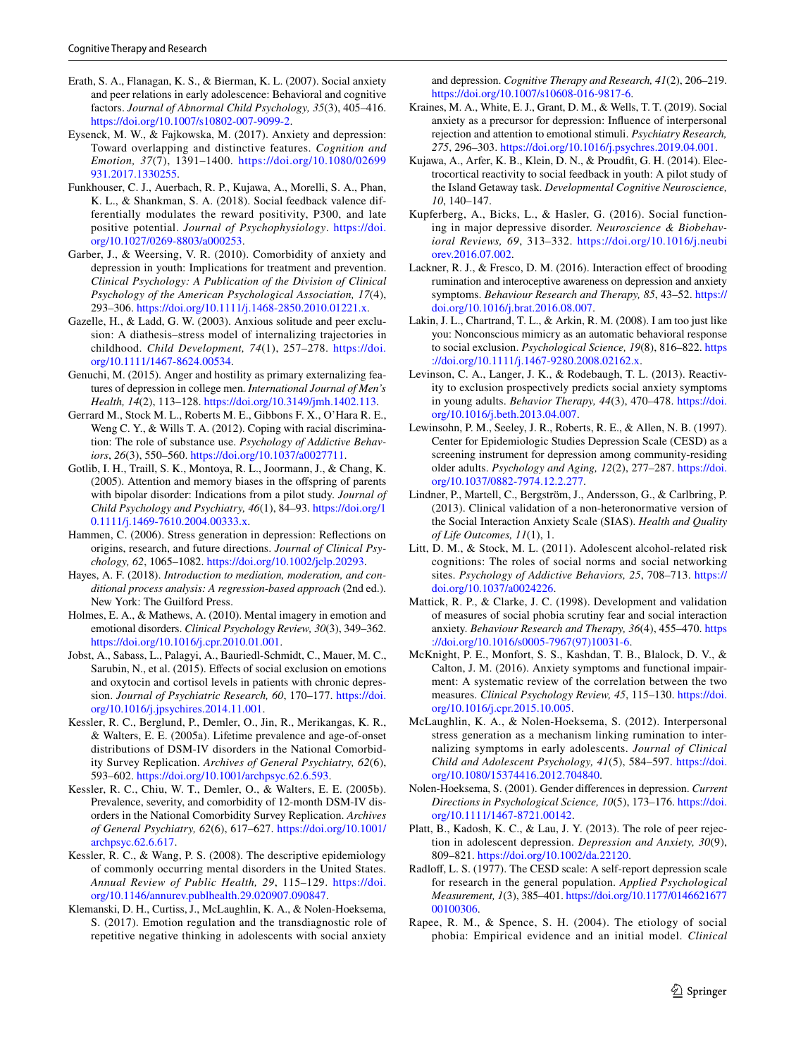Erath, S. A., Flanagan, K. S., & Bierman, K. L. (2007). Social anxiety and peer relations in early adolescence: Behavioral and cognitive factors. *Journal of Abnormal Child Psychology, 35*(3), 405–416. https://doi.org/10.1007/s10802-007-9099-2.

Eysenck, M. W., & Fajkowska, M. (2017). Anxiety and depression: Toward overlapping and distinctive features. *Cognition and Emotion, 37*(7), 1391–1400. https://doi.org/10.1080/02699931.2017.1330255.

Funkhouser, C. J., Auerbach, R. P., Kujawa, A., Morelli, S. A., Phan, K. L., & Shankman, S. A. (2018). Social feedback valence differentially modulates the reward positivity, P300, and late positive potential. *Journal of Psychophysiology*. https://doi.org/10.1027/0269-8803/a000253.

Garber, J., & Weersing, V. R. (2010). Comorbidity of anxiety and depression in youth: Implications for treatment and prevention. *Clinical Psychology: A Publication of the Division of Clinical Psychology of the American Psychological Association, 17*(4), 293–306. https://doi.org/10.1111/j.1468-2850.2010.01221.x.

Gazelle, H., & Ladd, G. W. (2003). Anxious solitude and peer exclusion: A diathesis–stress model of internalizing trajectories in childhood. *Child Development, 74*(1), 257–278. https://doi.org/10.1111/1467-8624.00534.

Genuchi, M. (2015). Anger and hostility as primary externalizing features of depression in college men. *International Journal of Men's Health, 14*(2), 113–128. https://doi.org/10.3149/jmh.1402.113.

Gerrard M., Stock M. L., Roberts M. E., Gibbons F. X., O'Hara R. E., Weng C. Y., & Wills T. A. (2012). Coping with racial discrimination: The role of substance use. *Psychology of Addictive Behaviors, 26*(3), 550–560. https://doi.org/10.1037/a0027711.

Gotlib, I. H., Traill, S. K., Montoya, R. L., Joormann, J., & Chang, K. (2005). Attention and memory biases in the offspring of parents with bipolar disorder: Indications from a pilot study. *Journal of Child Psychology and Psychiatry, 46*(1), 84–93. https://doi.org/10.1111/j.1469-7610.2004.00333.x.

Hammen, C. (2006). Stress generation in depression: Reflections on origins, research, and future directions. *Journal of Clinical Psychology, 62*, 1065–1082. https://doi.org/10.1002/jclp.20293.

Hayes, A. F. (2018). *Introduction to mediation, moderation, and conditional process analysis: A regression-based approach* (2nd ed.). New York: The Guilford Press.

Holmes, E. A., & Mathews, A. (2010). Mental imagery in emotion and emotional disorders. *Clinical Psychology Review, 30*(3), 349–362. https://doi.org/10.1016/j.cpr.2010.01.001.

Jobst, A., Sabass, L., Palagyi, A., Bauriedl-Schmidt, C., Mauer, M. C., Sarubin, N., et al. (2015). Effects of social exclusion on emotions and oxytocin and cortisol levels in patients with chronic depression. *Journal of Psychiatric Research, 60*, 170–177. https://doi.org/10.1016/j.jpsychires.2014.11.001.

Kessler, R. C., Berglund, P., Demler, O., Jin, R., Merikangas, K. R., & Walters, E. E. (2005a). Lifetime prevalence and age-of-onset distributions of DSM-IV disorders in the National Comorbidity Survey Replication. *Archives of General Psychiatry, 62*(6), 593–602. https://doi.org/10.1001/archpsyc.62.6.593.

Kessler, R. C., Chiu, W. T., Demler, O., & Walters, E. E. (2005b). Prevalence, severity, and comorbidity of 12-month DSM-IV disorders in the National Comorbidity Survey Replication. *Archives of General Psychiatry, 62*(6), 617–627. https://doi.org/10.1001/archpsyc.62.6.617.

Kessler, R. C., & Wang, P. S. (2008). The descriptive epidemiology of commonly occurring mental disorders in the United States. *Annual Review of Public Health, 29*, 115–129. https://doi.org/10.1146/annurev.publhealth.29.020907.090847.

Klemanski, D. H., Curtiss, J., McLaughlin, K. A., & Nolen-Hoeksema, S. (2017). Emotion regulation and the transdiagnostic role of repetitive negative thinking in adolescents with social anxiety and depression. *Cognitive Therapy and Research, 41*(2), 206–219. https://doi.org/10.1007/s10608-016-9817-6.

Kraines, M. A., White, E. J., Grant, D. M., & Wells, T. T. (2019). Social anxiety as a precursor for depression: Influence of interpersonal rejection and attention to emotional stimuli. *Psychiatry Research, 275*, 296–303. https://doi.org/10.1016/j.psychres.2019.04.001.

Kujawa, A., Arfer, K. B., Klein, D. N., & Proudfit, G. H. (2014). Electrocortical reactivity to social feedback in youth: A pilot study of the Island Getaway task. *Developmental Cognitive Neuroscience, 10*, 140–147.

Kupferberg, A., Bicks, L., & Hasler, G. (2016). Social functioning in major depressive disorder. *Neuroscience & Biobehavioral Reviews, 69*, 313–332. https://doi.org/10.1016/j.neubiorev.2016.07.002.

Lackner, R. J., & Fresco, D. M. (2016). Interaction effect of brooding rumination and interoceptive awareness on depression and anxiety symptoms. *Behaviour Research and Therapy, 85*, 43–52. https://doi.org/10.1016/j.brat.2016.08.007.

Lakin, J. L., Chartrand, T. L., & Arkin, R. M. (2008). I am too just like you: Nonconscious mimicry as an automatic behavioral response to social exclusion. *Psychological Science, 19*(8), 816–822. https://doi.org/10.1111/j.1467-9280.2008.02162.x.

Levinson, C. A., Langer, J. K., & Rodebaugh, T. L. (2013). Reactivity to exclusion prospectively predicts social anxiety symptoms in young adults. *Behavior Therapy, 44*(3), 470–478. https://doi.org/10.1016/j.beth.2013.04.007.

Lewinsohn, P. M., Seeley, J. R., Roberts, R. E., & Allen, N. B. (1997). Center for Epidemiologic Studies Depression Scale (CESD) as a screening instrument for depression among community-residing older adults. *Psychology and Aging, 12*(2), 277–287. https://doi.org/10.1037/0882-7974.12.2.277.

Lindner, P., Martell, C., Bergström, J., Andersson, G., & Carlbring, P. (2013). Clinical validation of a non-heteronormative version of the Social Interaction Anxiety Scale (SIAS). *Health and Quality of Life Outcomes, 11*(1), 1.

Litt, D. M., & Stock, M. L. (2011). Adolescent alcohol-related risk cognitions: The roles of social norms and social networking sites. *Psychology of Addictive Behaviors, 25*, 708–713. https://doi.org/10.1037/a0024226.

Mattick, R. P., & Clarke, J. C. (1998). Development and validation of measures of social phobia scrutiny fear and social interaction anxiety. *Behaviour Research and Therapy, 36*(4), 455–470. https://doi.org/10.1016/s0005-7967(97)10031-6.

McKnight, P. E., Monfort, S. S., Kashdan, T. B., Blalock, D. V., & Calton, J. M. (2016). Anxiety symptoms and functional impairment: A systematic review of the correlation between the two measures. *Clinical Psychology Review, 45*, 115–130. https://doi.org/10.1016/j.cpr.2015.10.005.

McLaughlin, K. A., & Nolen-Hoeksema, S. (2012). Interpersonal stress generation as a mechanism linking rumination to internalizing symptoms in early adolescents. *Journal of Clinical Child and Adolescent Psychology, 41*(5), 584–597. https://doi.org/10.1080/15374416.2012.704840.

Nolen-Hoeksema, S. (2001). Gender differences in depression. *Current Directions in Psychological Science, 10*(5), 173–176. https://doi.org/10.1111/1467-8721.00142.

Platt, B., Kadosh, K. C., & Lau, J. Y. (2013). The role of peer rejection in adolescent depression. *Depression and Anxiety, 30*(9), 809–821. https://doi.org/10.1002/da.22120.

Radloff, L. S. (1977). The CESD scale: A self-report depression scale for research in the general population. *Applied Psychological Measurement, 1*(3), 385–401. https://doi.org/10.1177/014662167700100306.

Rapee, R. M., & Spence, S. H. (2004). The etiology of social phobia: Empirical evidence and an initial model. *Clinical*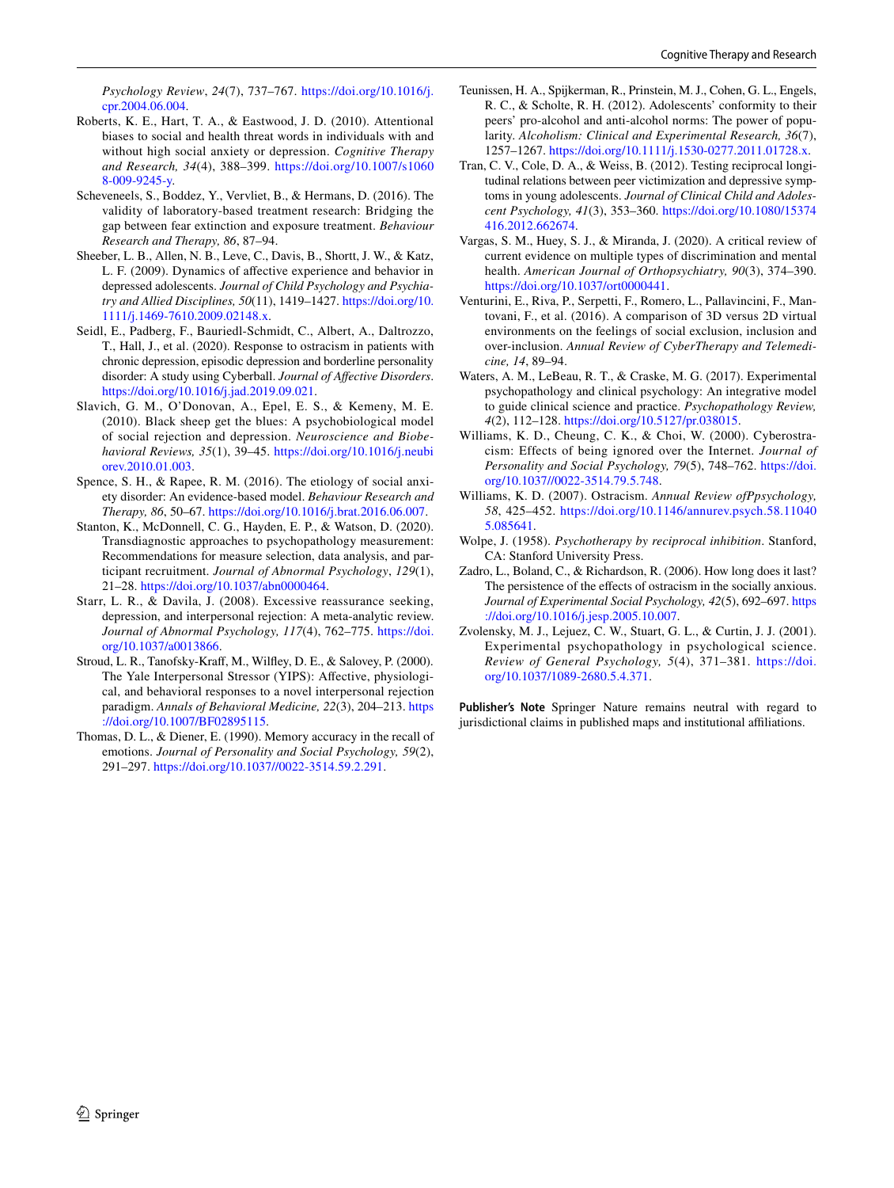*Psychology Review*, *24*(7), 737–767. https://doi.org/10.1016/j.cpr.2004.06.004.

Roberts, K. E., Hart, T. A., & Eastwood, J. D. (2010). Attentional biases to social and health threat words in individuals with and without high social anxiety or depression. *Cognitive Therapy and Research, 34*(4), 388–399. https://doi.org/10.1007/s10608-009-9245-y.

Scheveneels, S., Boddez, Y., Vervliet, B., & Hermans, D. (2016). The validity of laboratory-based treatment research: Bridging the gap between fear extinction and exposure treatment. *Behaviour Research and Therapy, 86*, 87–94.

Sheeber, L. B., Allen, N. B., Leve, C., Davis, B., Shortt, J. W., & Katz, L. F. (2009). Dynamics of affective experience and behavior in depressed adolescents. *Journal of Child Psychology and Psychiatry and Allied Disciplines, 50*(11), 1419–1427. https://doi.org/10.1111/j.1469-7610.2009.02148.x.

Seidl, E., Padberg, F., Bauriedl-Schmidt, C., Albert, A., Daltrozzo, T., Hall, J., et al. (2020). Response to ostracism in patients with chronic depression, episodic depression and borderline personality disorder: A study using Cyberball. *Journal of Affective Disorders*. https://doi.org/10.1016/j.jad.2019.09.021.

Slavich, G. M., O'Donovan, A., Epel, E. S., & Kemeny, M. E. (2010). Black sheep get the blues: A psychobiological model of social rejection and depression. *Neuroscience and Biobehavioral Reviews, 35*(1), 39–45. https://doi.org/10.1016/j.neubiorev.2010.01.003.

Spence, S. H., & Rapee, R. M. (2016). The etiology of social anxiety disorder: An evidence-based model. *Behaviour Research and Therapy, 86*, 50–67. https://doi.org/10.1016/j.brat.2016.06.007.

Stanton, K., McDonnell, C. G., Hayden, E. P., & Watson, D. (2020). Transdiagnostic approaches to psychopathology measurement: Recommendations for measure selection, data analysis, and participant recruitment. *Journal of Abnormal Psychology*, *129*(1), 21–28. https://doi.org/10.1037/abn0000464.

Starr, L. R., & Davila, J. (2008). Excessive reassurance seeking, depression, and interpersonal rejection: A meta-analytic review. *Journal of Abnormal Psychology, 117*(4), 762–775. https://doi.org/10.1037/a0013866.

Stroud, L. R., Tanofsky-Kraff, M., Wilfley, D. E., & Salovey, P. (2000). The Yale Interpersonal Stressor (YIPS): Affective, physiological, and behavioral responses to a novel interpersonal rejection paradigm. *Annals of Behavioral Medicine, 22*(3), 204–213. https://doi.org/10.1007/BF02895115.

Thomas, D. L., & Diener, E. (1990). Memory accuracy in the recall of emotions. *Journal of Personality and Social Psychology, 59*(2), 291–297. https://doi.org/10.1037//0022-3514.59.2.291.

Teunissen, H. A., Spijkerman, R., Prinstein, M. J., Cohen, G. L., Engels, R. C., & Scholte, R. H. (2012). Adolescents' conformity to their peers' pro-alcohol and anti-alcohol norms: The power of popularity. *Alcoholism: Clinical and Experimental Research, 36*(7), 1257–1267. https://doi.org/10.1111/j.1530-0277.2011.01728.x.

Tran, C. V., Cole, D. A., & Weiss, B. (2012). Testing reciprocal longitudinal relations between peer victimization and depressive symptoms in young adolescents. *Journal of Clinical Child and Adolescent Psychology, 41*(3), 353–360. https://doi.org/10.1080/15374416.2012.662674.

Vargas, S. M., Huey, S. J., & Miranda, J. (2020). A critical review of current evidence on multiple types of discrimination and mental health. *American Journal of Orthopsychiatry, 90*(3), 374–390. https://doi.org/10.1037/ort0000441.

Venturini, E., Riva, P., Serpetti, F., Romero, L., Pallavincini, F., Mantovani, F., et al. (2016). A comparison of 3D versus 2D virtual environments on the feelings of social exclusion, inclusion and over-inclusion. *Annual Review of CyberTherapy and Telemedicine, 14*, 89–94.

Waters, A. M., LeBeau, R. T., & Craske, M. G. (2017). Experimental psychopathology and clinical psychology: An integrative model to guide clinical science and practice. *Psychopathology Review, 4*(2), 112–128. https://doi.org/10.5127/pr.038015.

Williams, K. D., Cheung, C. K., & Choi, W. (2000). Cyberostracism: Effects of being ignored over the Internet. *Journal of Personality and Social Psychology, 79*(5), 748–762. https://doi.org/10.1037//0022-3514.79.5.748.

Williams, K. D. (2007). Ostracism. *Annual Review ofPpsychology, 58*, 425–452. https://doi.org/10.1146/annurev.psych.58.110405.085641.

Wolpe, J. (1958). *Psychotherapy by reciprocal inhibition*. Stanford, CA: Stanford University Press.

Zadro, L., Boland, C., & Richardson, R. (2006). How long does it last? The persistence of the effects of ostracism in the socially anxious. *Journal of Experimental Social Psychology, 42*(5), 692–697. https://doi.org/10.1016/j.jesp.2005.10.007.

Zvolensky, M. J., Lejuez, C. W., Stuart, G. L., & Curtin, J. J. (2001). Experimental psychopathology in psychological science. *Review of General Psychology, 5*(4), 371–381. https://doi.org/10.1037/1089-2680.5.4.371.

**Publisher's Note** Springer Nature remains neutral with regard to jurisdictional claims in published maps and institutional affiliations.